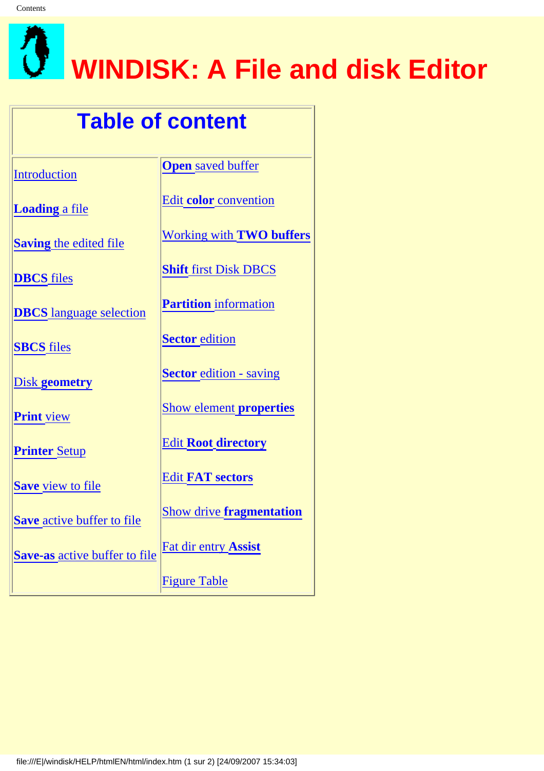# WINDISK: A File and disk Editor

## Table of content

| | |
|---|---|
| Introduction | **Open** saved buffer |
| **Loading** a file | Edit **color** convention |
| **Saving** the edited file | Working with **TWO buffers** |
| **DBCS** files | **Shift** first Disk DBCS |
| **DBCS** language selection | **Partition** information |
| **SBCS** files | **Sector** edition |
| Disk **geometry** | **Sector** edition - saving |
| **Print** view | Show element **properties** |
| **Printer** Setup | Edit **Root directory** |
| **Save** view to file | Edit **FAT sectors** |
| **Save** active buffer to file | Show drive **fragmentation** |
| **Save-as** active buffer to file | Fat dir entry **Assist** |
| | Figure Table |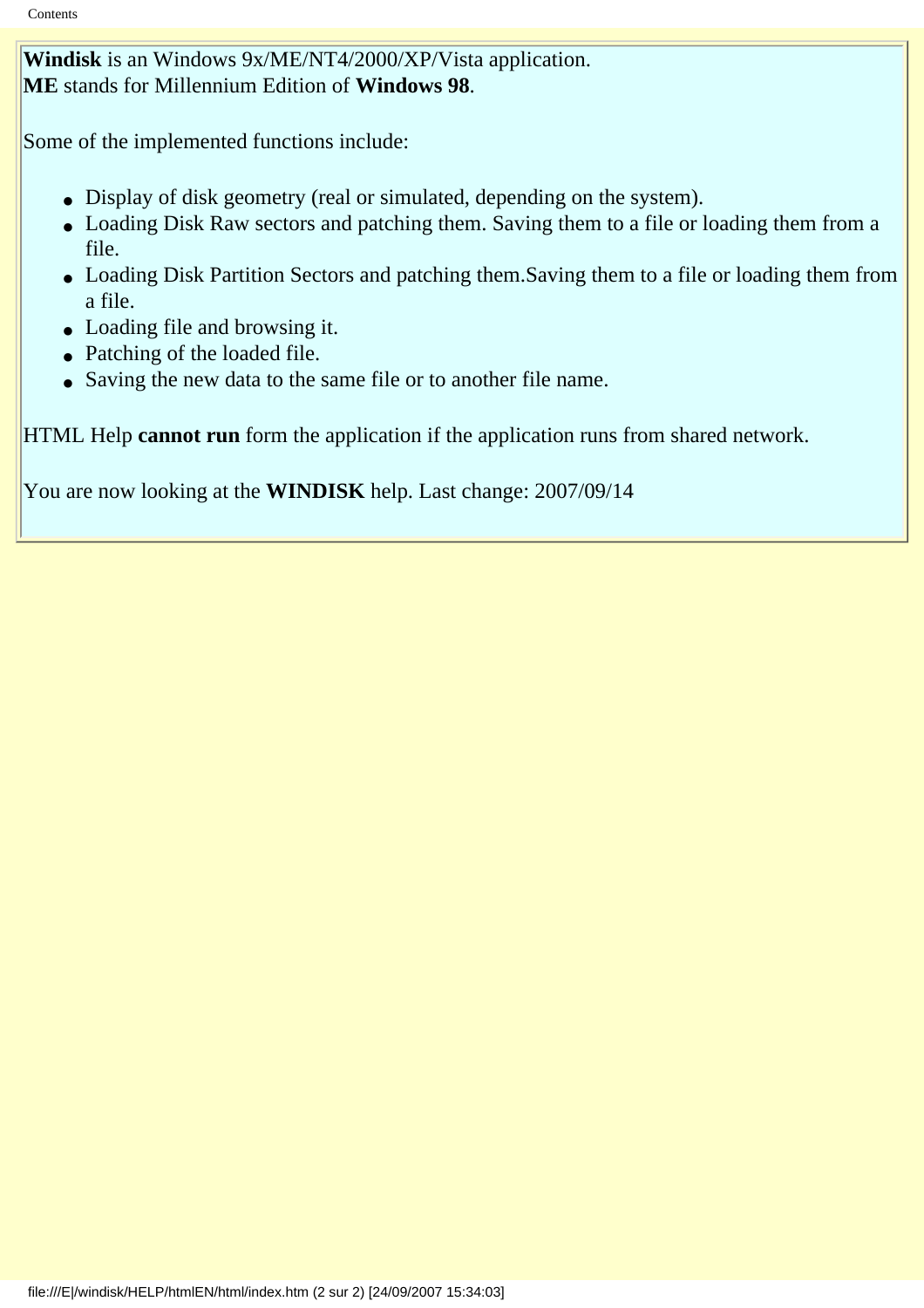**Windisk** is an Windows 9x/ME/NT4/2000/XP/Vista application.
**ME** stands for Millennium Edition of **Windows 98**.

Some of the implemented functions include:

- Display of disk geometry (real or simulated, depending on the system).
- Loading Disk Raw sectors and patching them. Saving them to a file or loading them from a file.
- Loading Disk Partition Sectors and patching them.Saving them to a file or loading them from a file.
- Loading file and browsing it.
- Patching of the loaded file.
- Saving the new data to the same file or to another file name.

HTML Help **cannot run** form the application if the application runs from shared network.

You are now looking at the **WINDISK** help. Last change: 2007/09/14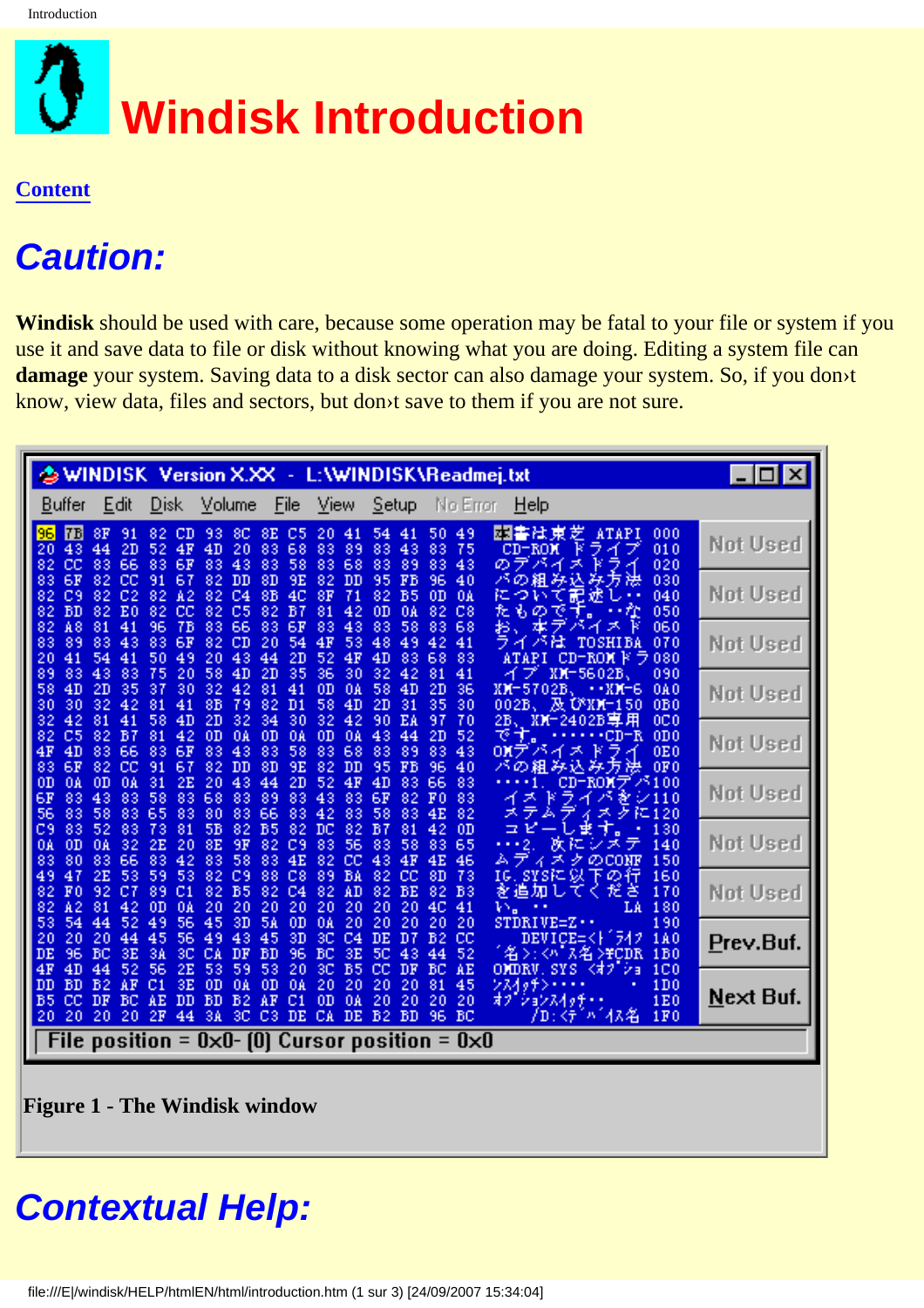# Windisk Introduction

[Content](#)

## Caution:

**Windisk** should be used with care, because some operation may be fatal to your file or system if you use it and save data to file or disk without knowing what you are doing. Editing a system file can **damage** your system. Saving data to a disk sector can also damage your system. So, if you don›t know, view data, files and sectors, but don›t save to them if you are not sure.

**Figure 1 - The Windisk window**

## Contextual Help: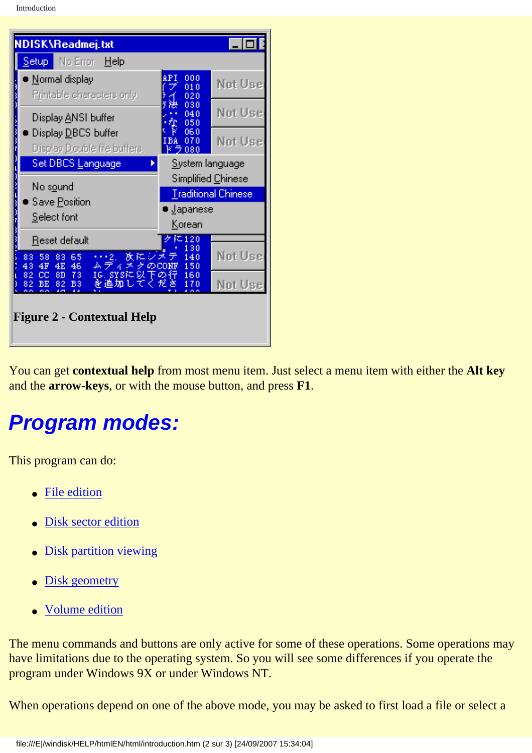Figure 2 - Contextual Help

You can get **contextual help** from most menu item. Just select a menu item with either the **Alt key** and the **arrow-keys**, or with the mouse button, and press **F1**.

# *Program modes:*

This program can do:

- File edition
- Disk sector edition
- Disk partition viewing
- Disk geometry
- Volume edition

The menu commands and buttons are only active for some of these operations. Some operations may have limitations due to the operating system. So you will see some differences if you operate the program under Windows 9X or under Windows NT.

When operations depend on one of the above mode, you may be asked to first load a file or select a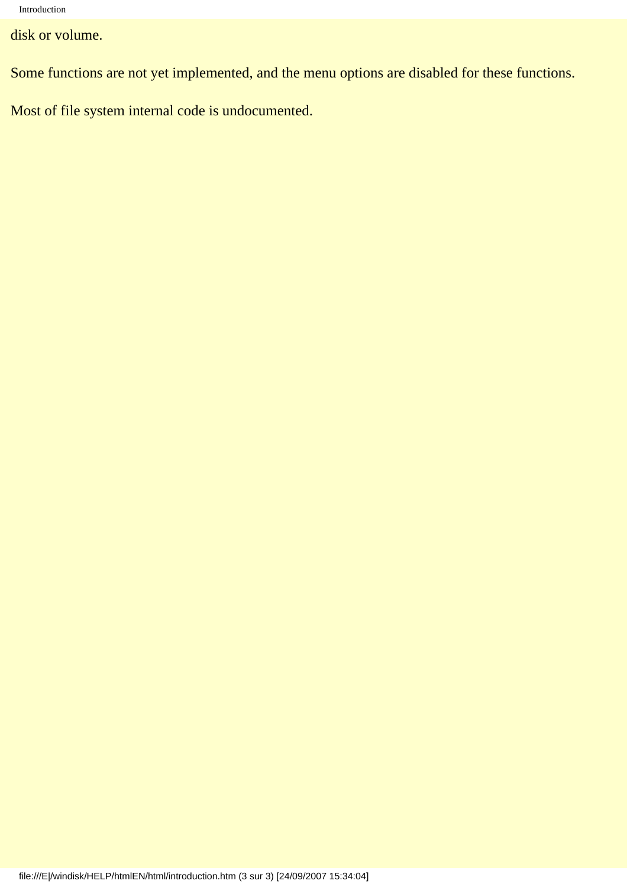disk or volume.

Some functions are not yet implemented, and the menu options are disabled for these functions.

Most of file system internal code is undocumented.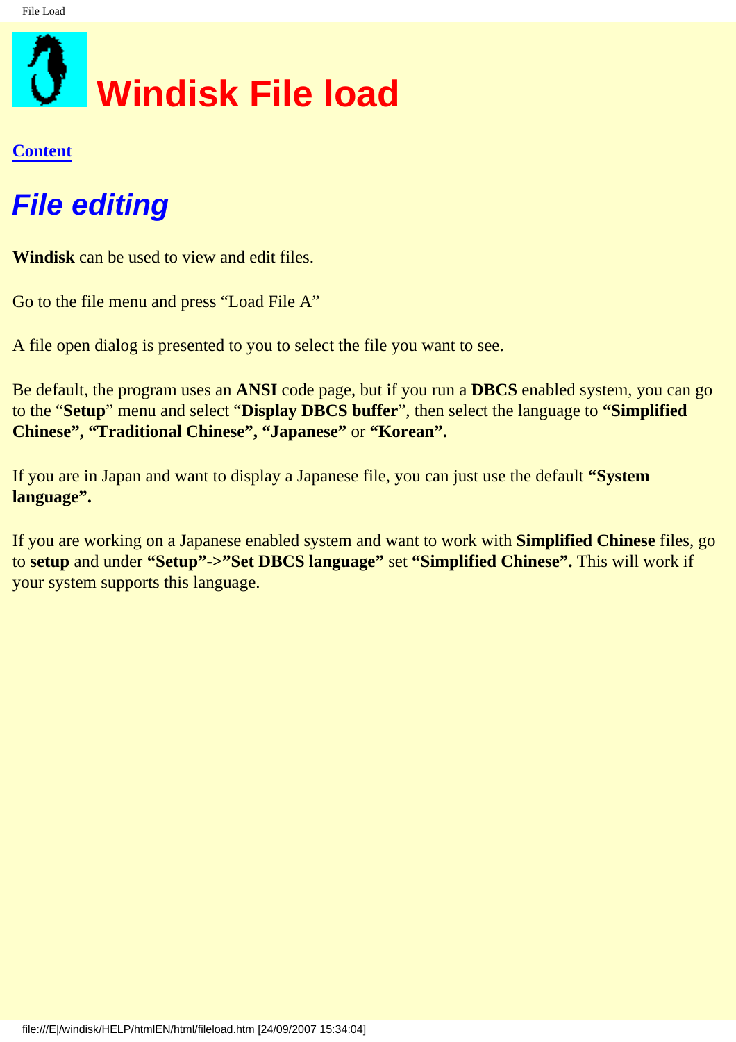# Windisk File load

[Content]()

## *File editing*

**Windisk** can be used to view and edit files.

Go to the file menu and press “Load File A”

A file open dialog is presented to you to select the file you want to see.

Be default, the program uses an **ANSI** code page, but if you run a **DBCS** enabled system, you can go to the “**Setup**” menu and select “**Display DBCS buffer**”, then select the language to **“Simplified Chinese”, “Traditional Chinese”, “Japanese”** or **“Korean”.**

If you are in Japan and want to display a Japanese file, you can just use the default **“System language”.**

If you are working on a Japanese enabled system and want to work with **Simplified Chinese** files, go to **setup** and under **“Setup”->”Set DBCS language”** set **“Simplified Chinese”.** This will work if your system supports this language.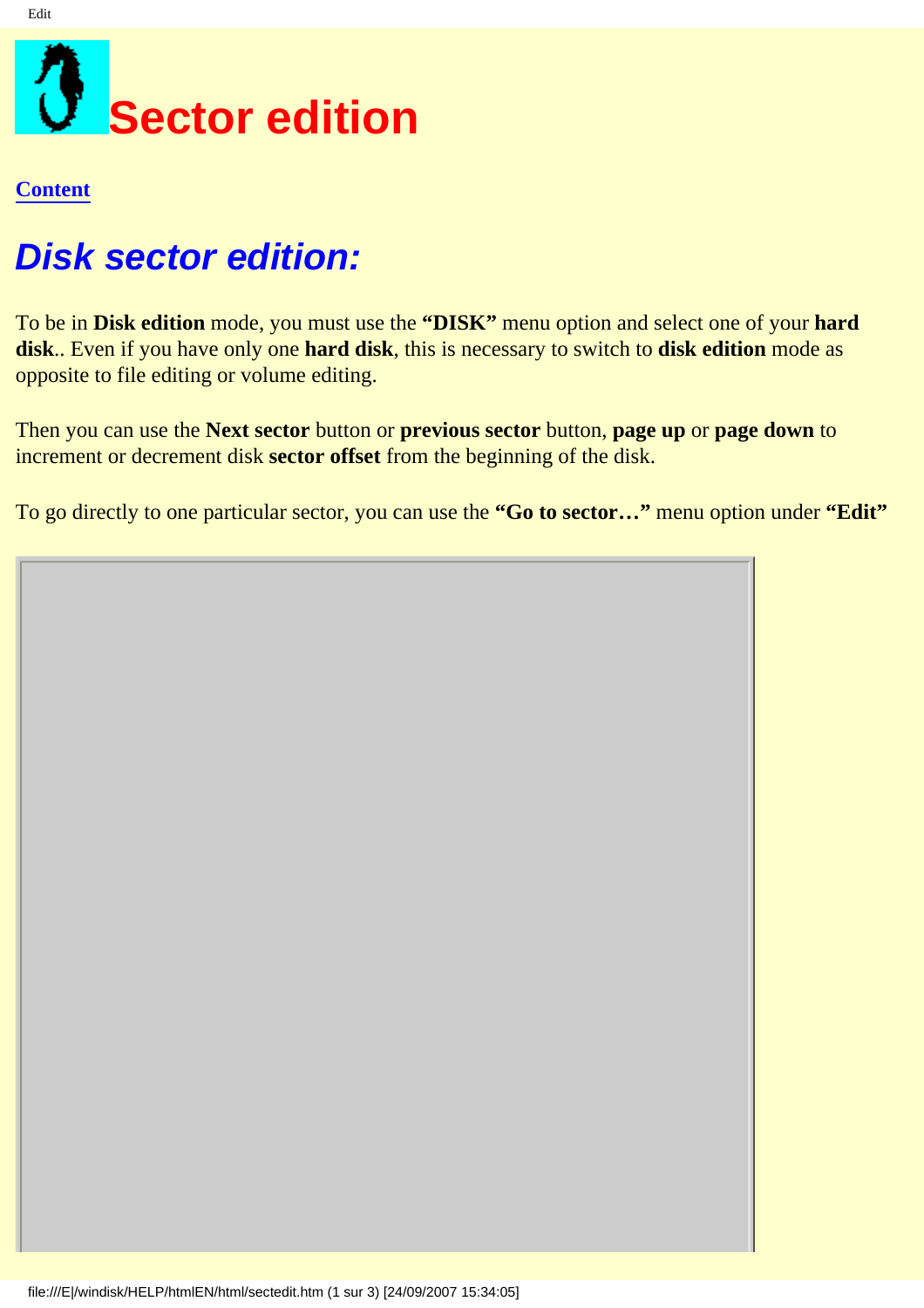# Sector edition

[Content]

## *Disk sector edition:*

To be in **Disk edition** mode, you must use the **“DISK”** menu option and select one of your **hard disk**.. Even if you have only one **hard disk**, this is necessary to switch to **disk edition** mode as opposite to file editing or volume editing.

Then you can use the **Next sector** button or **previous sector** button, **page up** or **page down** to increment or decrement disk **sector offset** from the beginning of the disk.

To go directly to one particular sector, you can use the **“Go to sector…”** menu option under **“Edit”**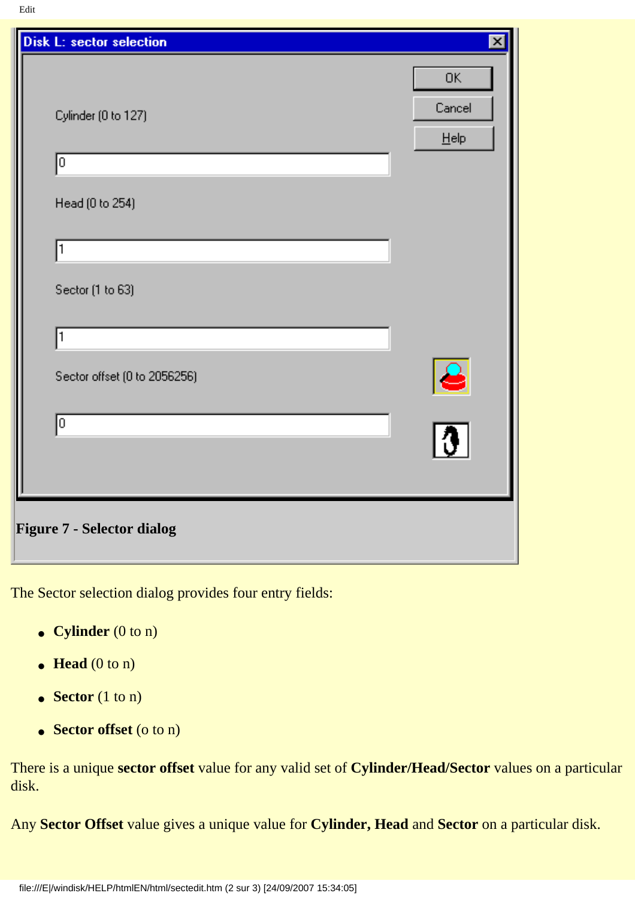**Figure 7 - Selector dialog**

The Sector selection dialog provides four entry fields:

- **Cylinder** (0 to n)
- **Head** (0 to n)
- **Sector** (1 to n)
- **Sector offset** (o to n)

There is a unique **sector offset** value for any valid set of **Cylinder/Head/Sector** values on a particular disk.

Any **Sector Offset** value gives a unique value for **Cylinder, Head** and **Sector** on a particular disk.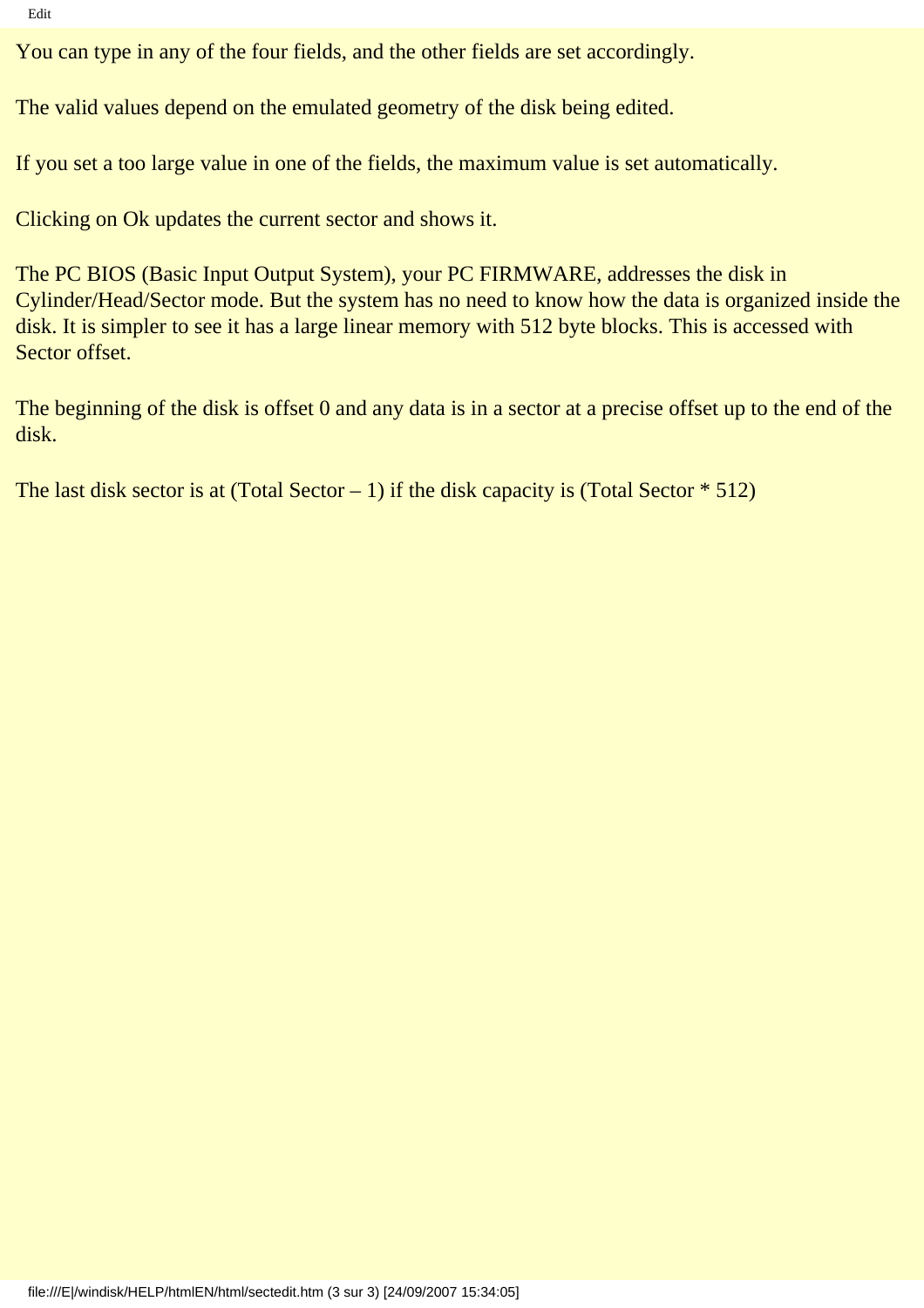You can type in any of the four fields, and the other fields are set accordingly.

The valid values depend on the emulated geometry of the disk being edited.

If you set a too large value in one of the fields, the maximum value is set automatically.

Clicking on Ok updates the current sector and shows it.

The PC BIOS (Basic Input Output System), your PC FIRMWARE, addresses the disk in Cylinder/Head/Sector mode. But the system has no need to know how the data is organized inside the disk. It is simpler to see it has a large linear memory with 512 byte blocks. This is accessed with Sector offset.

The beginning of the disk is offset 0 and any data is in a sector at a precise offset up to the end of the disk.

The last disk sector is at (Total Sector – 1) if the disk capacity is (Total Sector * 512)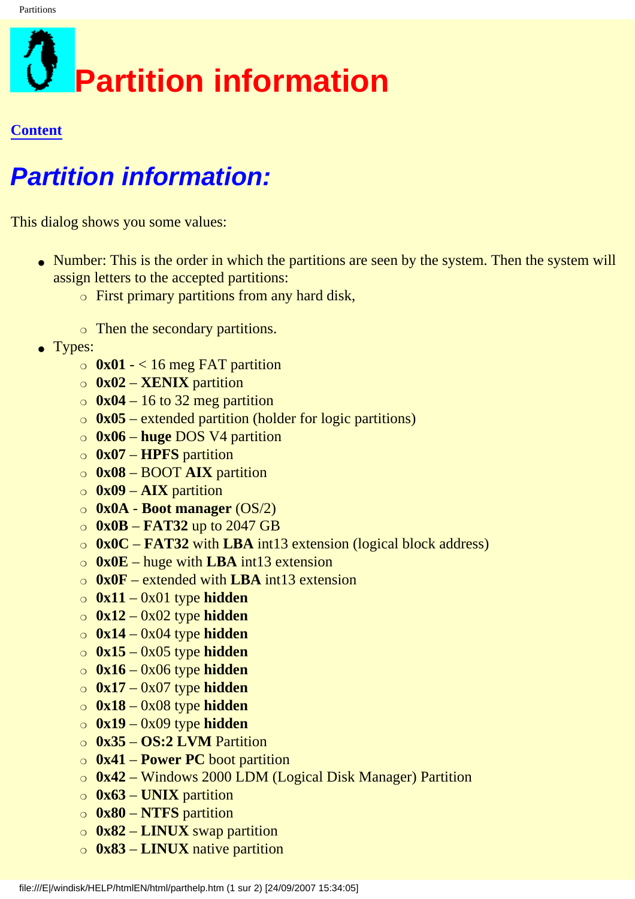# Partition information

**Content**

## *Partition information:*

This dialog shows you some values:

- Number: This is the order in which the partitions are seen by the system. Then the system will assign letters to the accepted partitions:
  - First primary partitions from any hard disk,
  - Then the secondary partitions.
- Types:
  - **0x01** - < 16 meg FAT partition
  - **0x02** – **XENIX** partition
  - **0x04** – 16 to 32 meg partition
  - **0x05** – extended partition (holder for logic partitions)
  - **0x06** – **huge** DOS V4 partition
  - **0x07** – **HPFS** partition
  - **0x08** – BOOT **AIX** partition
  - **0x09** – **AIX** partition
  - **0x0A** - **Boot manager** (OS/2)
  - **0x0B** – **FAT32** up to 2047 GB
  - **0x0C** – **FAT32** with **LBA** int13 extension (logical block address)
  - **0x0E** – huge with **LBA** int13 extension
  - **0x0F** – extended with **LBA** int13 extension
  - **0x11** – 0x01 type **hidden**
  - **0x12** – 0x02 type **hidden**
  - **0x14** – 0x04 type **hidden**
  - **0x15** – 0x05 type **hidden**
  - **0x16** – 0x06 type **hidden**
  - **0x17** – 0x07 type **hidden**
  - **0x18** – 0x08 type **hidden**
  - **0x19** – 0x09 type **hidden**
  - **0x35** – **OS:2 LVM** Partition
  - **0x41** – **Power PC** boot partition
  - **0x42** – Windows 2000 LDM (Logical Disk Manager) Partition
  - **0x63** – **UNIX** partition
  - **0x80** – **NTFS** partition
  - **0x82** – **LINUX** swap partition
  - **0x83** – **LINUX** native partition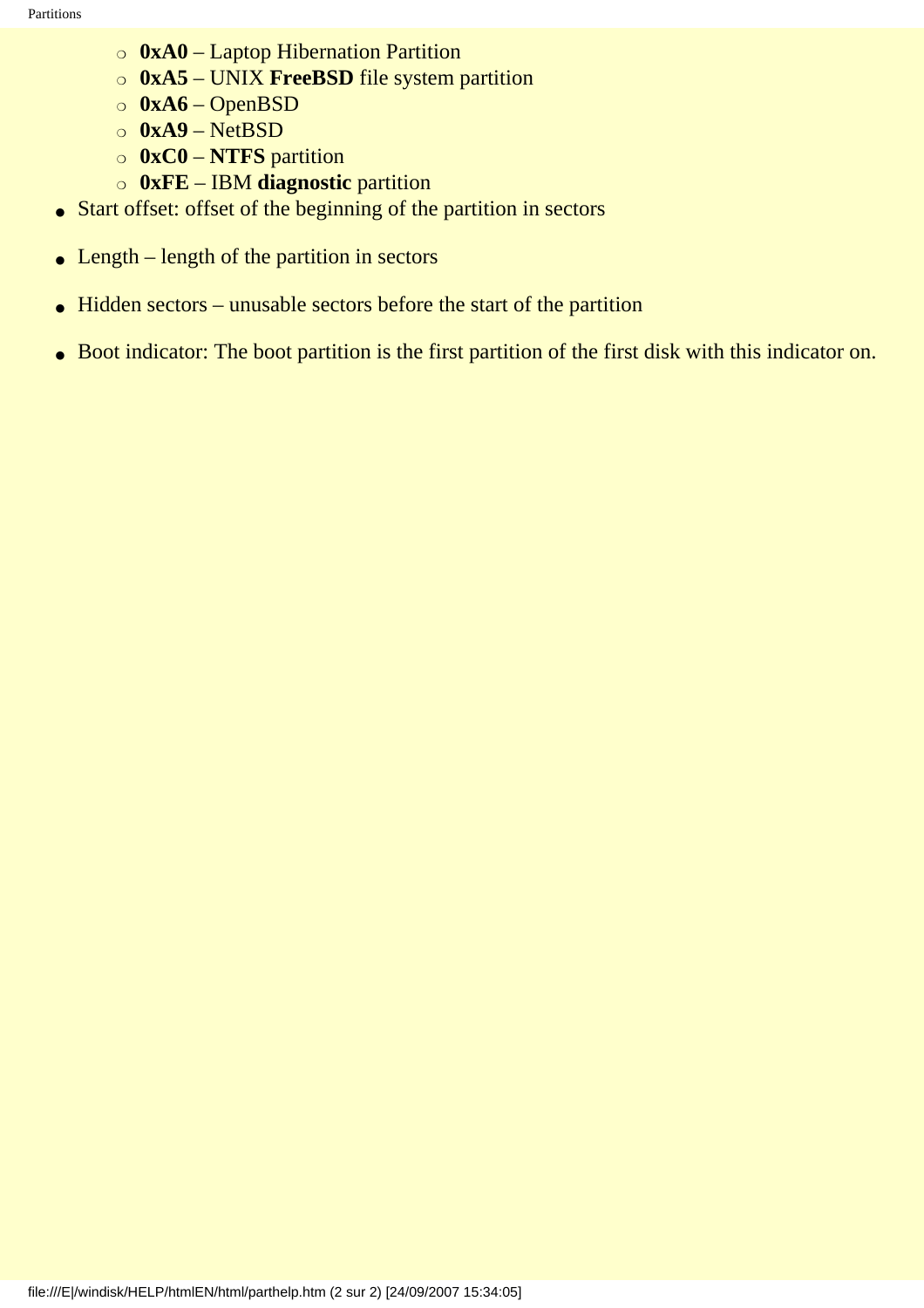- **0xA0** – Laptop Hibernation Partition
  - **0xA5** – UNIX **FreeBSD** file system partition
  - **0xA6** – OpenBSD
  - **0xA9** – NetBSD
  - **0xC0** – **NTFS** partition
  - **0xFE** – IBM **diagnostic** partition
- Start offset: offset of the beginning of the partition in sectors
- Length – length of the partition in sectors
- Hidden sectors – unusable sectors before the start of the partition
- Boot indicator: The boot partition is the first partition of the first disk with this indicator on.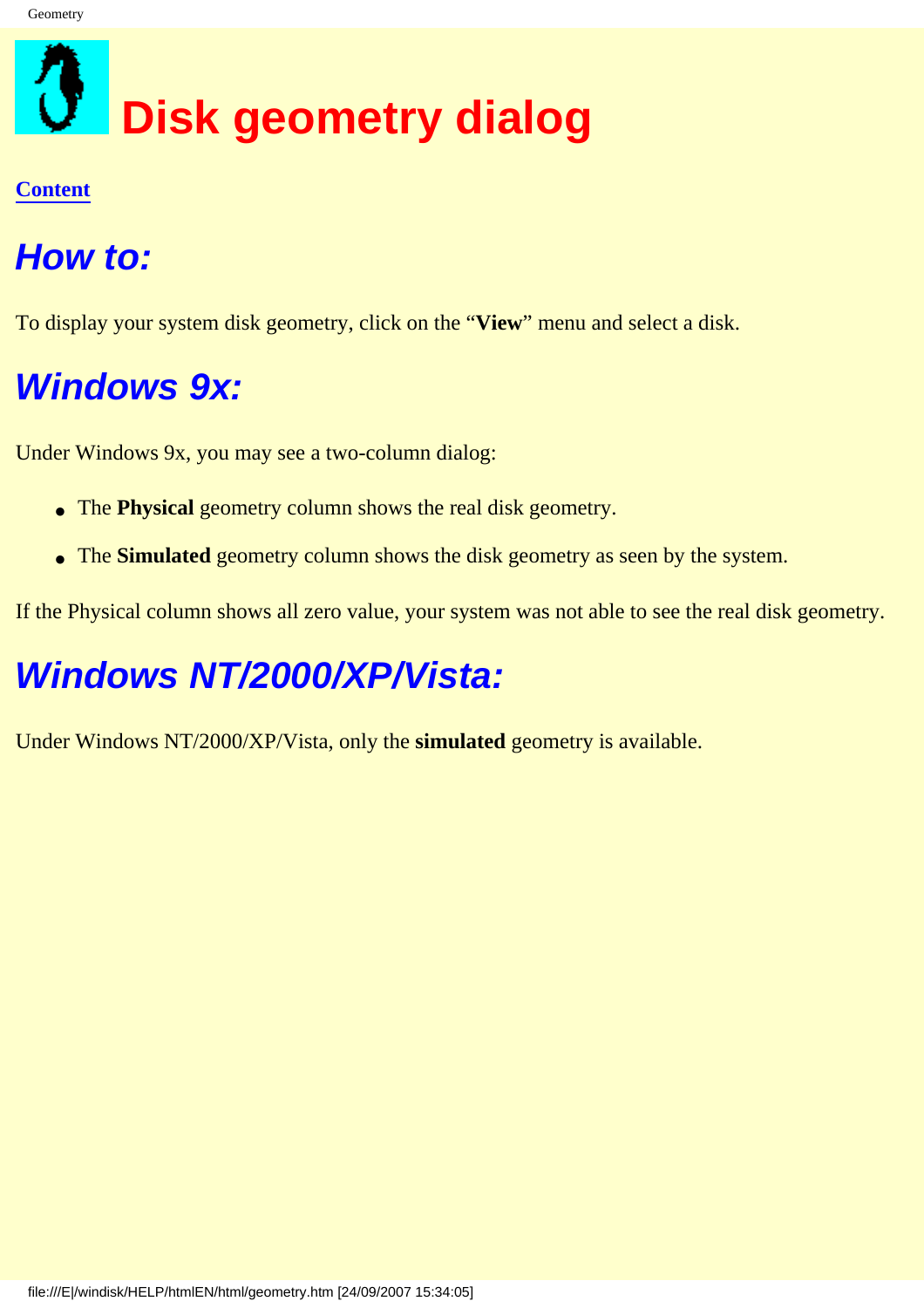# Disk geometry dialog

**Content**

## *How to:*

To display your system disk geometry, click on the "**View**" menu and select a disk.

## *Windows 9x:*

Under Windows 9x, you may see a two-column dialog:

- The **Physical** geometry column shows the real disk geometry.
- The **Simulated** geometry column shows the disk geometry as seen by the system.

If the Physical column shows all zero value, your system was not able to see the real disk geometry.

## *Windows NT/2000/XP/Vista:*

Under Windows NT/2000/XP/Vista, only the **simulated** geometry is available.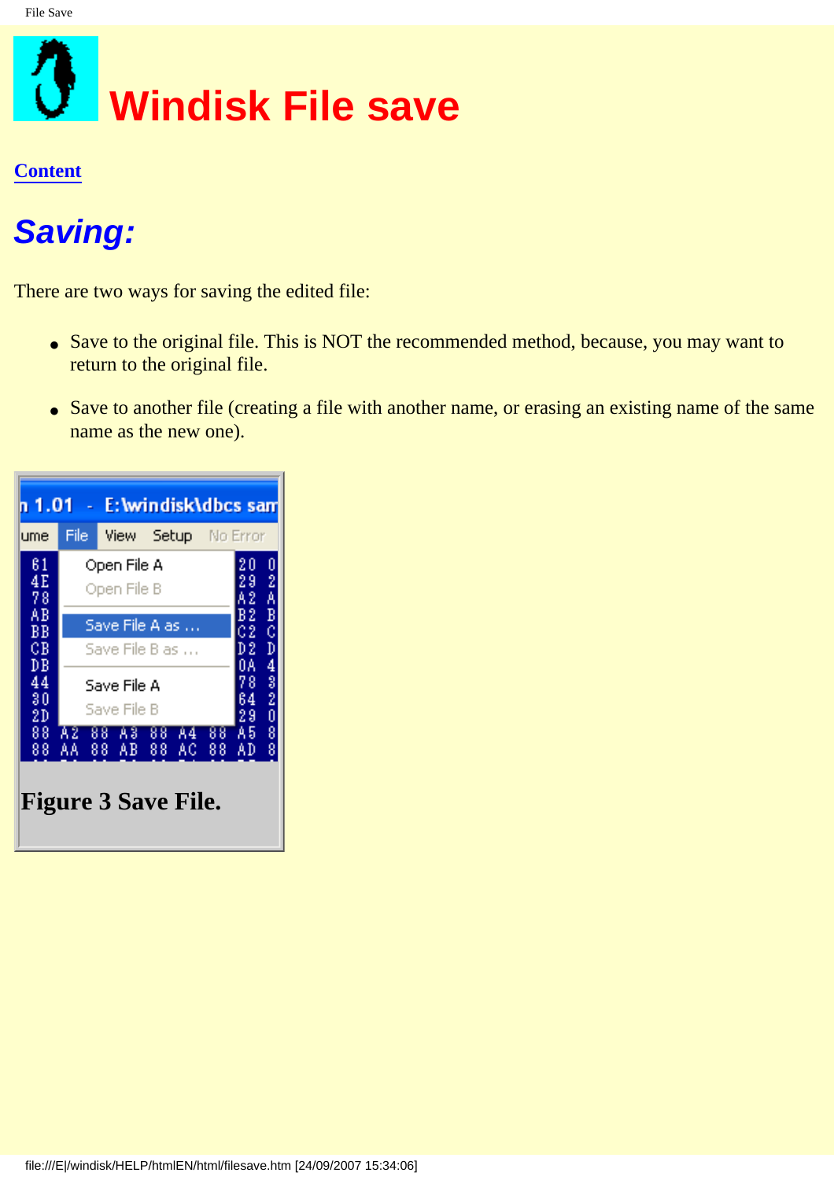# Windisk File save

Content

## *Saving:*

There are two ways for saving the edited file:

- Save to the original file. This is NOT the recommended method, because, you may want to return to the original file.
- Save to another file (creating a file with another name, or erasing an existing name of the same name as the new one).

**Figure 3 Save File.**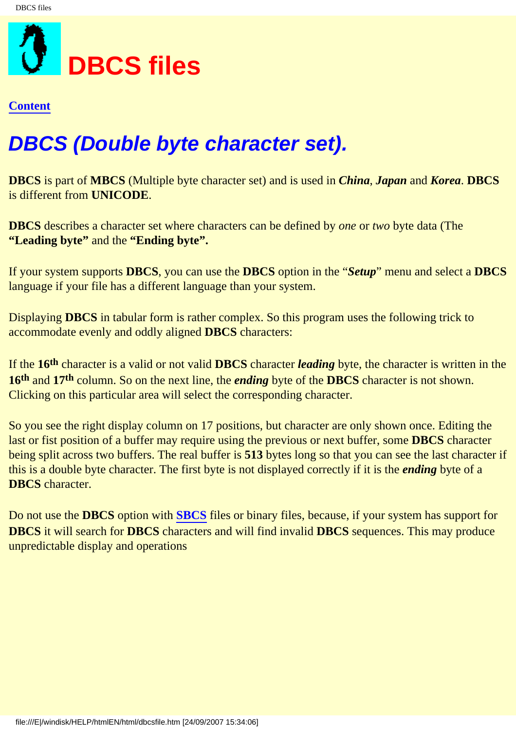# DBCS files

**Content**

## *DBCS (Double byte character set).*

**DBCS** is part of **MBCS** (Multiple byte character set) and is used in ***China***, ***Japan*** and ***Korea***. **DBCS** is different from **UNICODE**.

**DBCS** describes a character set where characters can be defined by *one* or *two* byte data (The **"Leading byte"** and the **"Ending byte".**

If your system supports **DBCS**, you can use the **DBCS** option in the "***Setup***" menu and select a **DBCS** language if your file has a different language than your system.

Displaying **DBCS** in tabular form is rather complex. So this program uses the following trick to accommodate evenly and oddly aligned **DBCS** characters:

If the **16th** character is a valid or not valid **DBCS** character ***leading*** byte, the character is written in the **16th** and **17th** column. So on the next line, the ***ending*** byte of the **DBCS** character is not shown. Clicking on this particular area will select the corresponding character.

So you see the right display column on 17 positions, but character are only shown once. Editing the last or fist position of a buffer may require using the previous or next buffer, some **DBCS** character being split across two buffers. The real buffer is **513** bytes long so that you can see the last character if this is a double byte character. The first byte is not displayed correctly if it is the ***ending*** byte of a **DBCS** character.

Do not use the **DBCS** option with **SBCS** files or binary files, because, if your system has support for **DBCS** it will search for **DBCS** characters and will find invalid **DBCS** sequences. This may produce unpredictable display and operations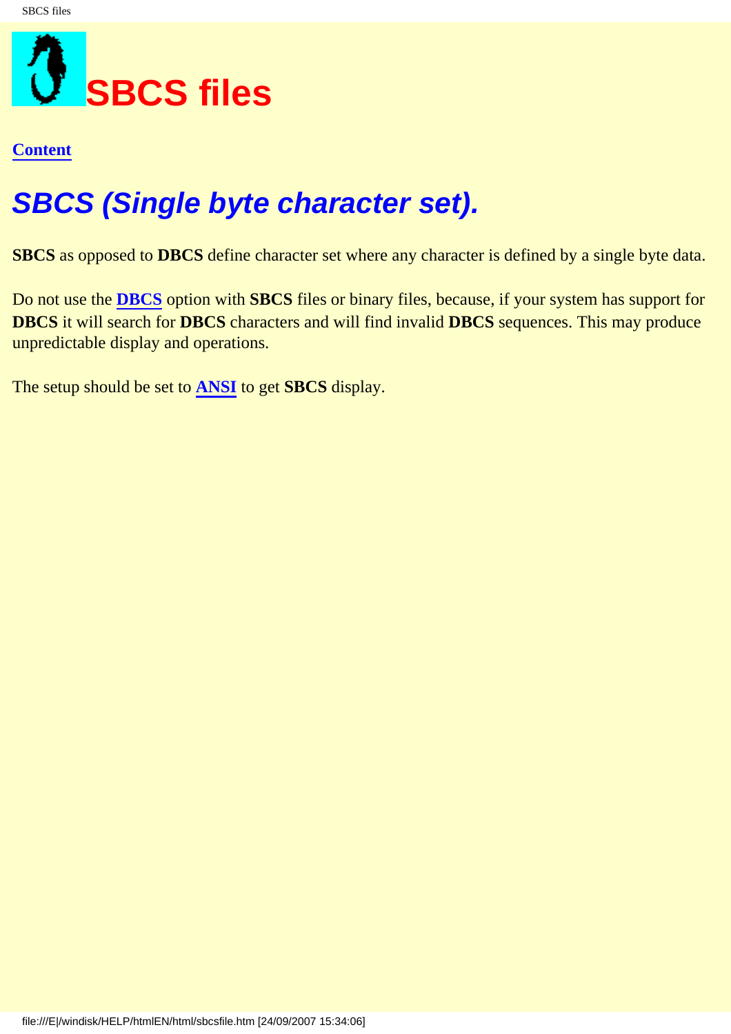# SBCS files

**Content**

## *SBCS (Single byte character set).*

**SBCS** as opposed to **DBCS** define character set where any character is defined by a single byte data.

Do not use the **DBCS** option with **SBCS** files or binary files, because, if your system has support for **DBCS** it will search for **DBCS** characters and will find invalid **DBCS** sequences. This may produce unpredictable display and operations.

The setup should be set to **ANSI** to get **SBCS** display.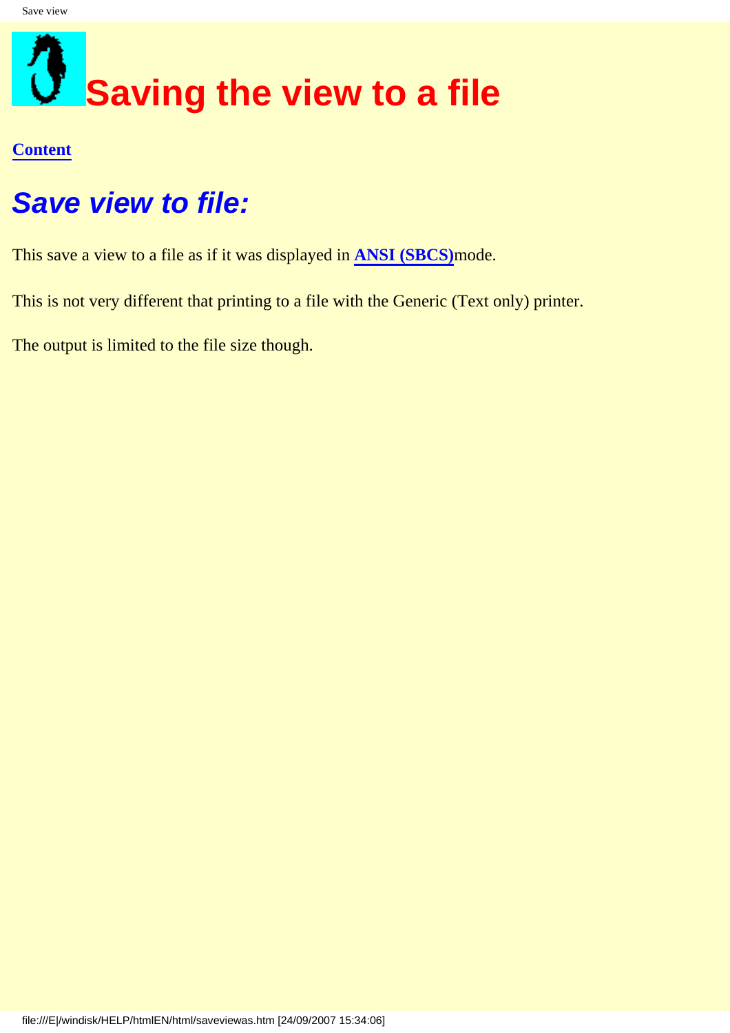# Saving the view to a file

**Content**

## *Save view to file:*

This save a view to a file as if it was displayed in **ANSI (SBCS)**mode.

This is not very different that printing to a file with the Generic (Text only) printer.

The output is limited to the file size though.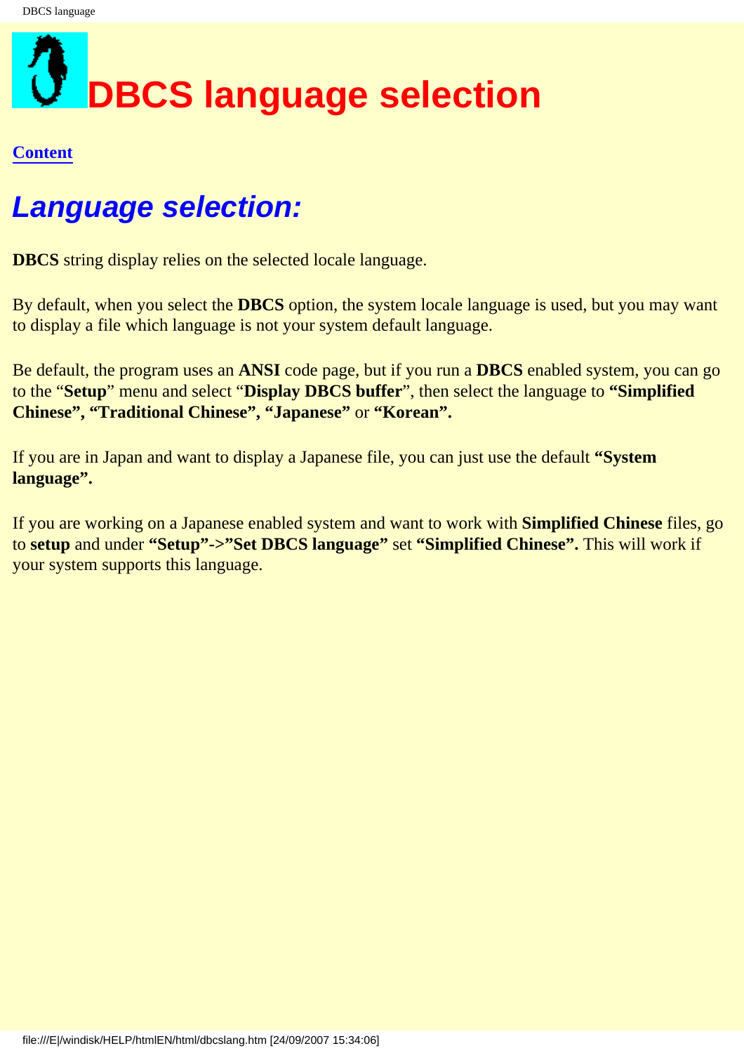# DBCS language selection

**Content**

## *Language selection:*

**DBCS** string display relies on the selected locale language.

By default, when you select the **DBCS** option, the system locale language is used, but you may want to display a file which language is not your system default language.

Be default, the program uses an **ANSI** code page, but if you run a **DBCS** enabled system, you can go to the "**Setup**" menu and select "**Display DBCS buffer**", then select the language to **"Simplified Chinese", "Traditional Chinese", "Japanese"** or **"Korean".**

If you are in Japan and want to display a Japanese file, you can just use the default **"System language".**

If you are working on a Japanese enabled system and want to work with **Simplified Chinese** files, go to **setup** and under **"Setup"->"Set DBCS language"** set **"Simplified Chinese".** This will work if your system supports this language.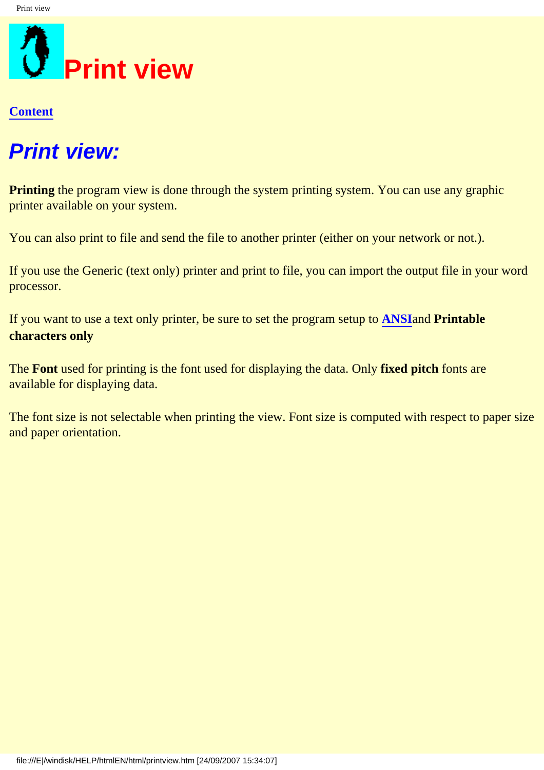# Print view

**Content**

## *Print view:*

**Printing** the program view is done through the system printing system. You can use any graphic printer available on your system.

You can also print to file and send the file to another printer (either on your network or not.).

If you use the Generic (text only) printer and print to file, you can import the output file in your word processor.

If you want to use a text only printer, be sure to set the program setup to **ANSI**and **Printable characters only**

The **Font** used for printing is the font used for displaying the data. Only **fixed pitch** fonts are available for displaying data.

The font size is not selectable when printing the view. Font size is computed with respect to paper size and paper orientation.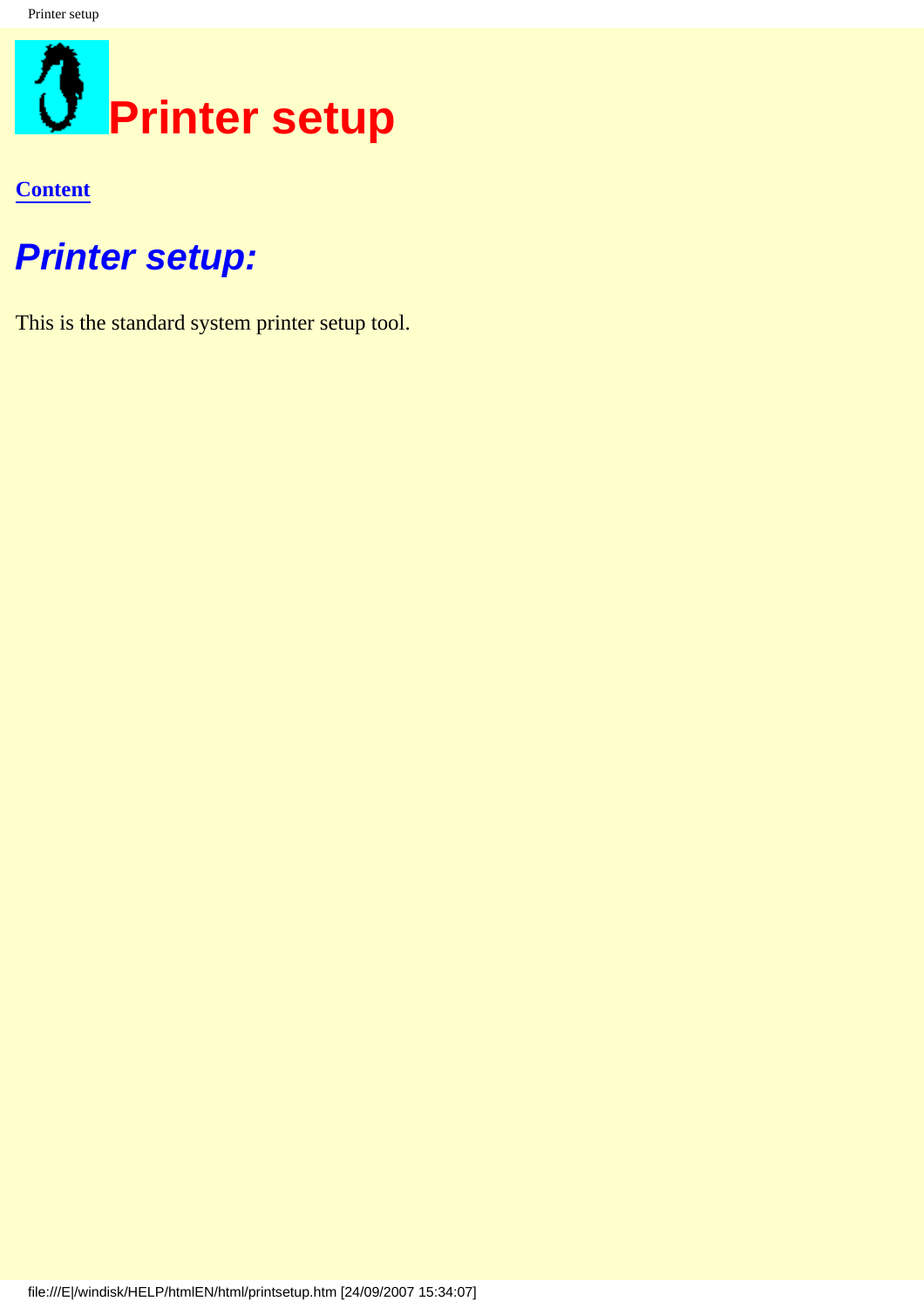# Printer setup

**Content**

## *Printer setup:*

This is the standard system printer setup tool.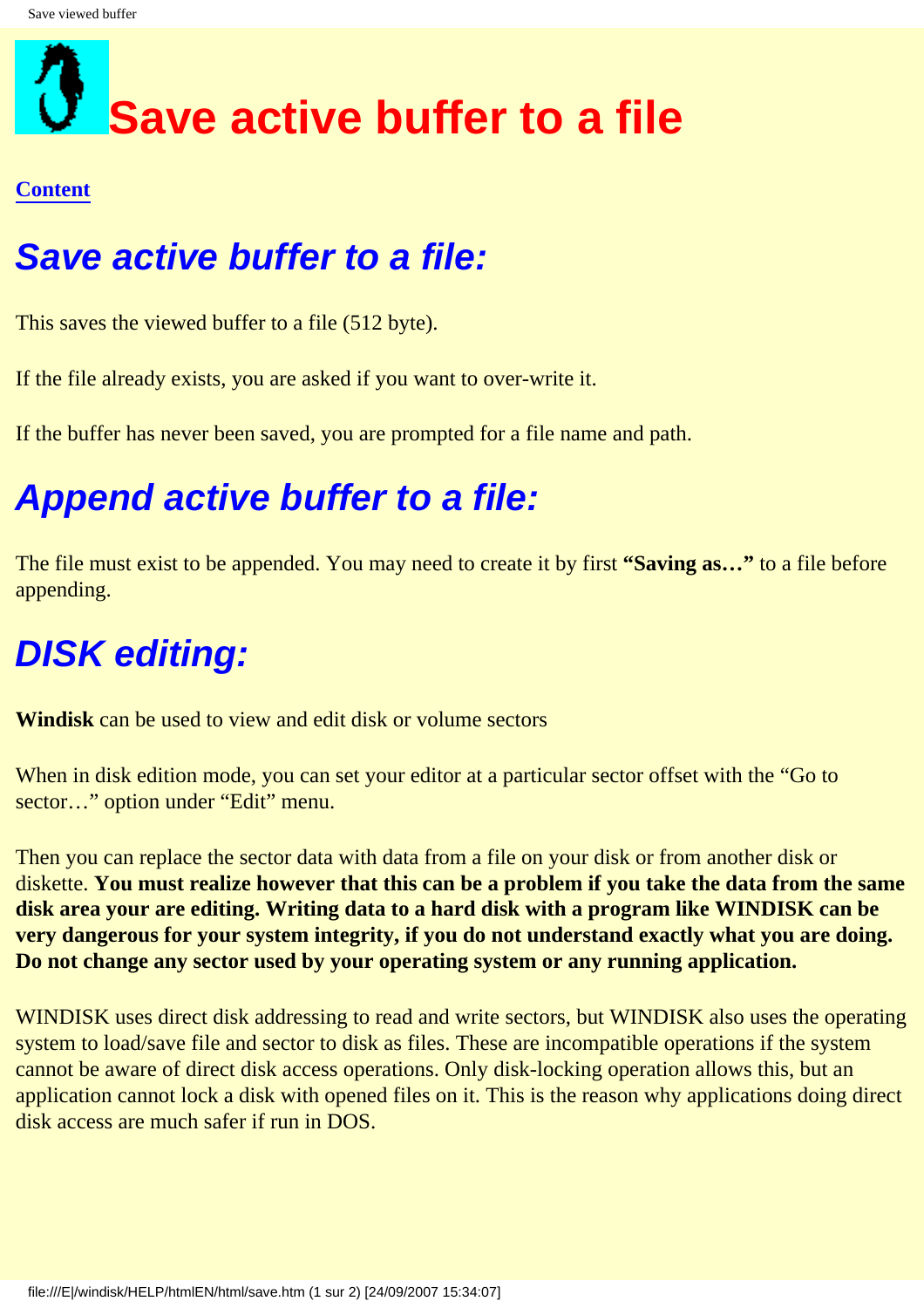# Save active buffer to a file

**Content**

## *Save active buffer to a file:*

This saves the viewed buffer to a file (512 byte).

If the file already exists, you are asked if you want to over-write it.

If the buffer has never been saved, you are prompted for a file name and path.

## *Append active buffer to a file:*

The file must exist to be appended. You may need to create it by first **"Saving as…"** to a file before appending.

## *DISK editing:*

**Windisk** can be used to view and edit disk or volume sectors

When in disk edition mode, you can set your editor at a particular sector offset with the "Go to sector…" option under "Edit" menu.

Then you can replace the sector data with data from a file on your disk or from another disk or diskette. **You must realize however that this can be a problem if you take the data from the same disk area your are editing. Writing data to a hard disk with a program like WINDISK can be very dangerous for your system integrity, if you do not understand exactly what you are doing. Do not change any sector used by your operating system or any running application.**

WINDISK uses direct disk addressing to read and write sectors, but WINDISK also uses the operating system to load/save file and sector to disk as files. These are incompatible operations if the system cannot be aware of direct disk access operations. Only disk-locking operation allows this, but an application cannot lock a disk with opened files on it. This is the reason why applications doing direct disk access are much safer if run in DOS.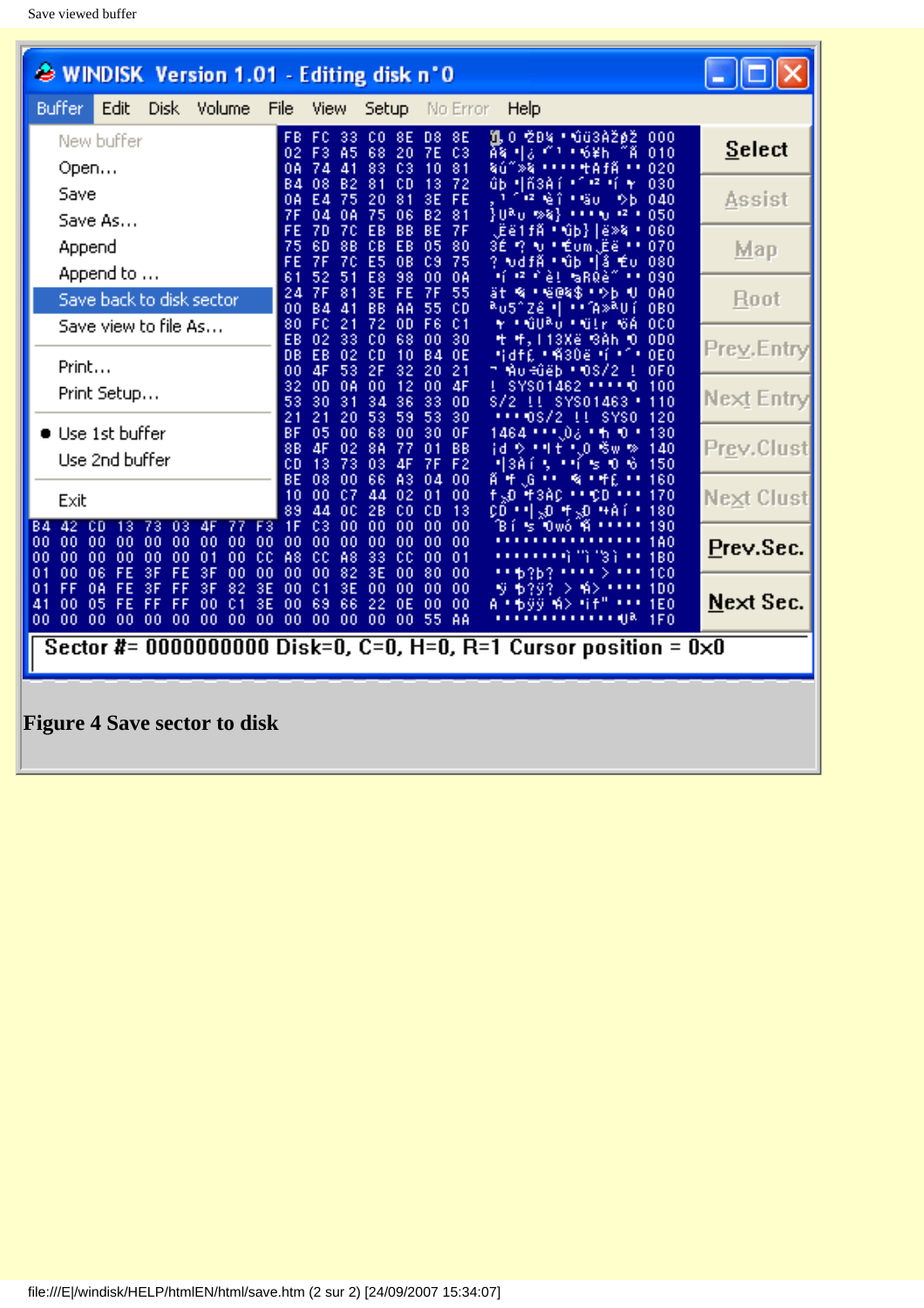Save viewed buffer

**Figure 4 Save sector to disk**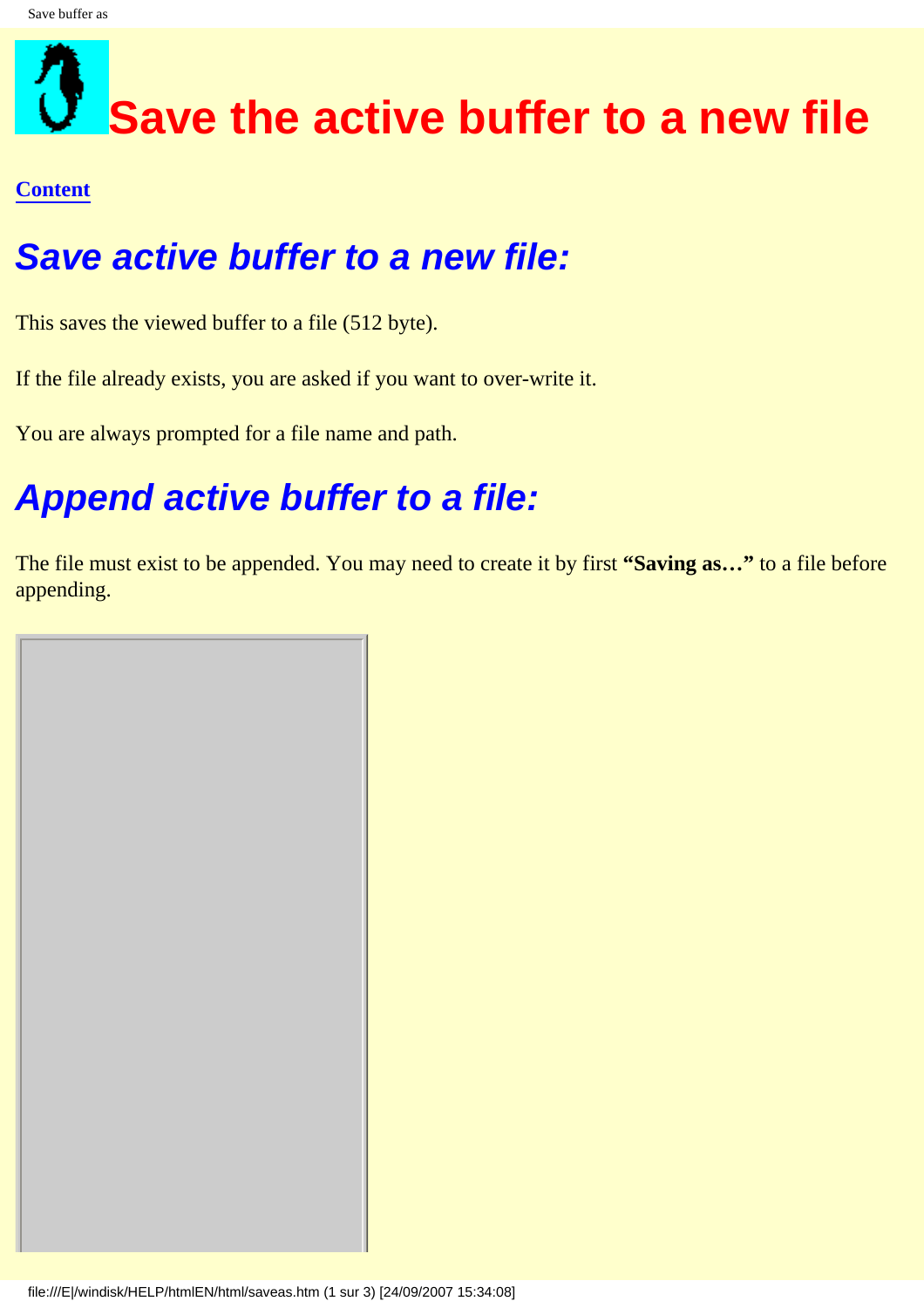# Save the active buffer to a new file

**Content**

## *Save active buffer to a new file:*

This saves the viewed buffer to a file (512 byte).

If the file already exists, you are asked if you want to over-write it.

You are always prompted for a file name and path.

## *Append active buffer to a file:*

The file must exist to be appended. You may need to create it by first **“Saving as…”** to a file before appending.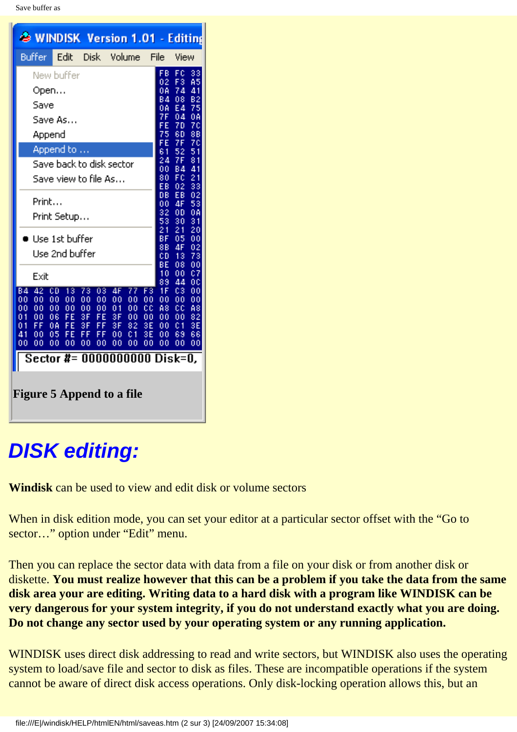Figure 5 Append to a file

# DISK editing:

**Windisk** can be used to view and edit disk or volume sectors

When in disk edition mode, you can set your editor at a particular sector offset with the “Go to sector…” option under “Edit” menu.

Then you can replace the sector data with data from a file on your disk or from another disk or diskette. **You must realize however that this can be a problem if you take the data from the same disk area your are editing. Writing data to a hard disk with a program like WINDISK can be very dangerous for your system integrity, if you do not understand exactly what you are doing. Do not change any sector used by your operating system or any running application.**

WINDISK uses direct disk addressing to read and write sectors, but WINDISK also uses the operating system to load/save file and sector to disk as files. These are incompatible operations if the system cannot be aware of direct disk access operations. Only disk-locking operation allows this, but an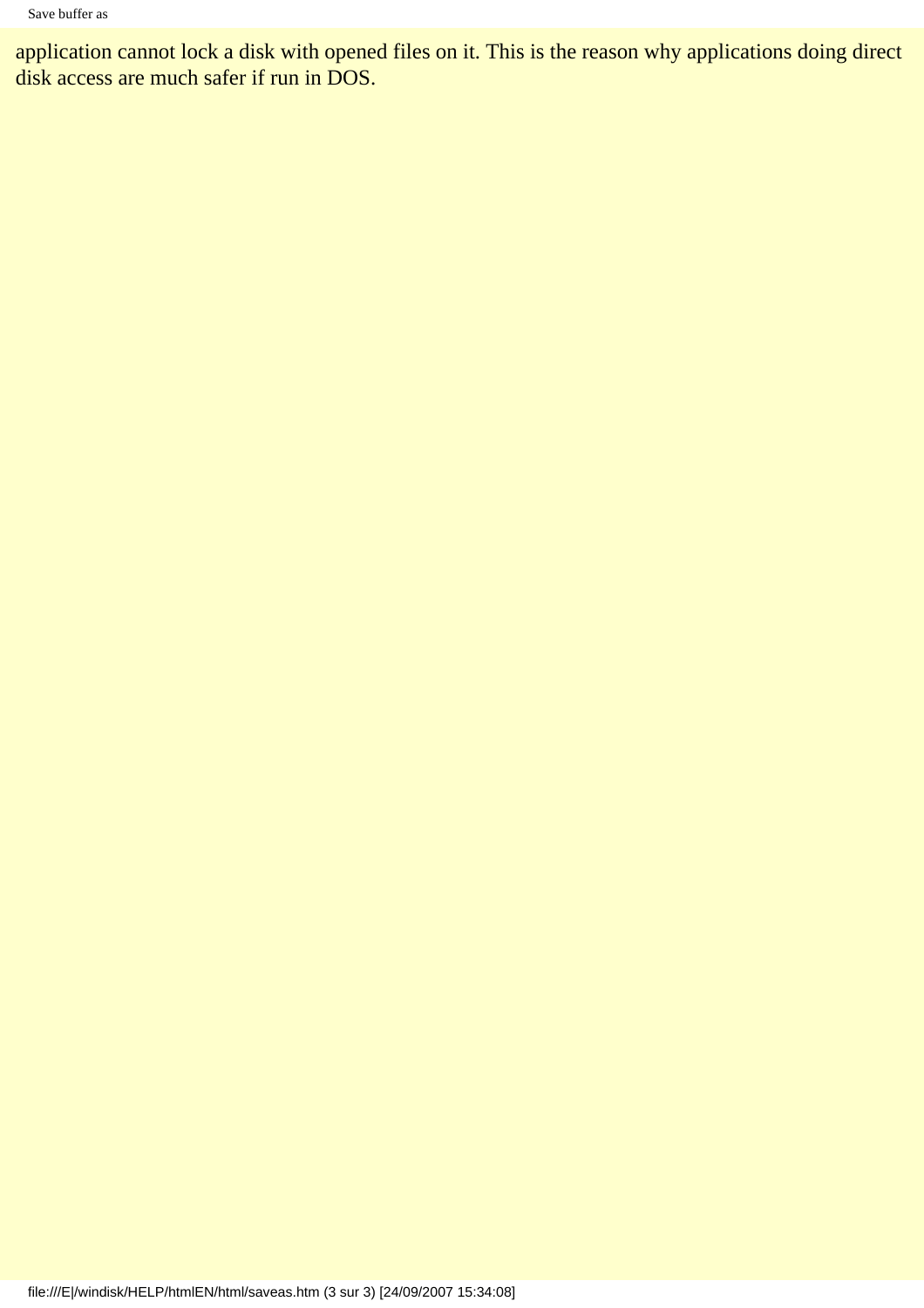application cannot lock a disk with opened files on it. This is the reason why applications doing direct disk access are much safer if run in DOS.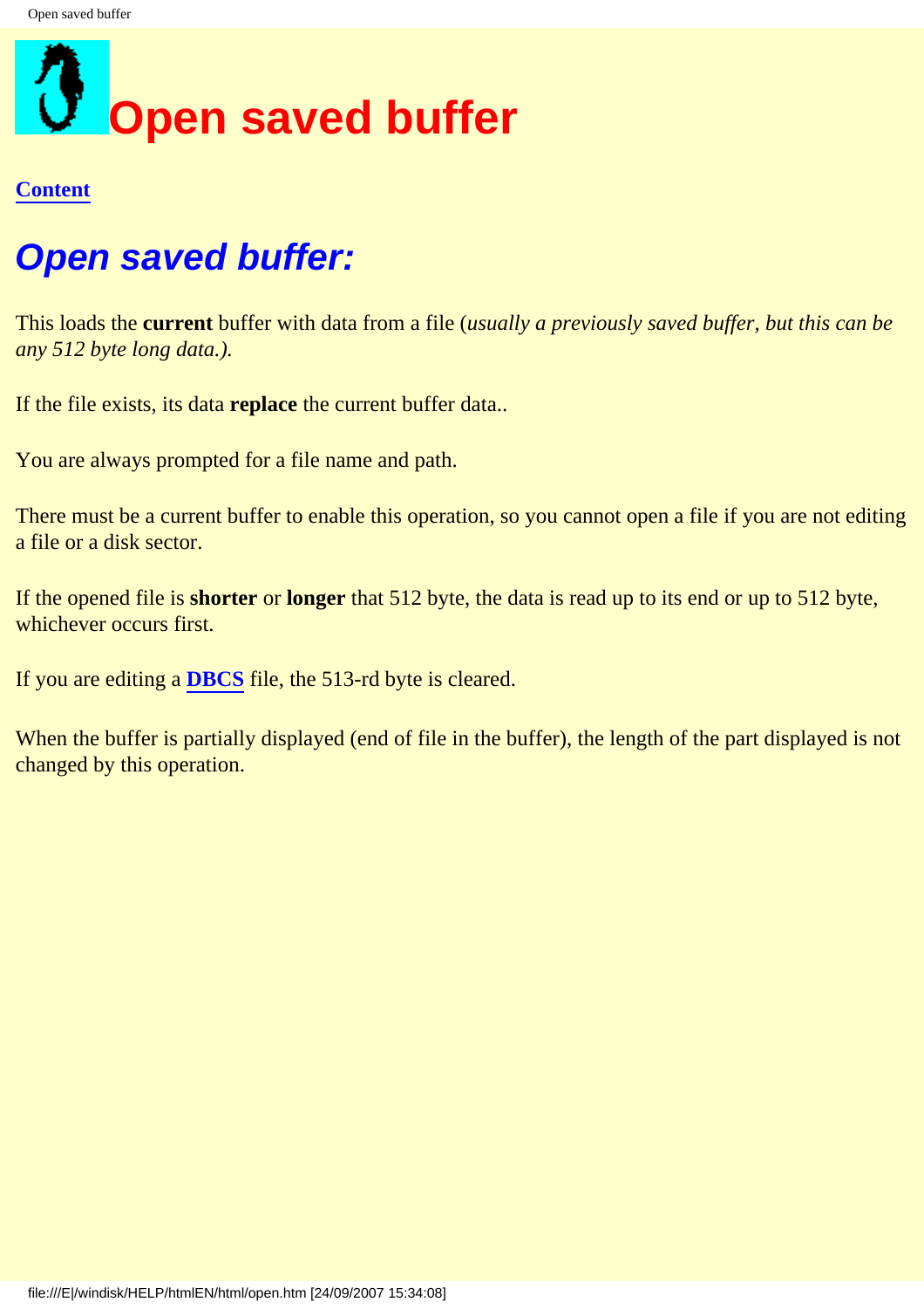# Open saved buffer

**Content**

## *Open saved buffer:*

This loads the **current** buffer with data from a file (*usually a previously saved buffer, but this can be any 512 byte long data.).*

If the file exists, its data **replace** the current buffer data..

You are always prompted for a file name and path.

There must be a current buffer to enable this operation, so you cannot open a file if you are not editing a file or a disk sector.

If the opened file is **shorter** or **longer** that 512 byte, the data is read up to its end or up to 512 byte, whichever occurs first.

If you are editing a **DBCS** file, the 513-rd byte is cleared.

When the buffer is partially displayed (end of file in the buffer), the length of the part displayed is not changed by this operation.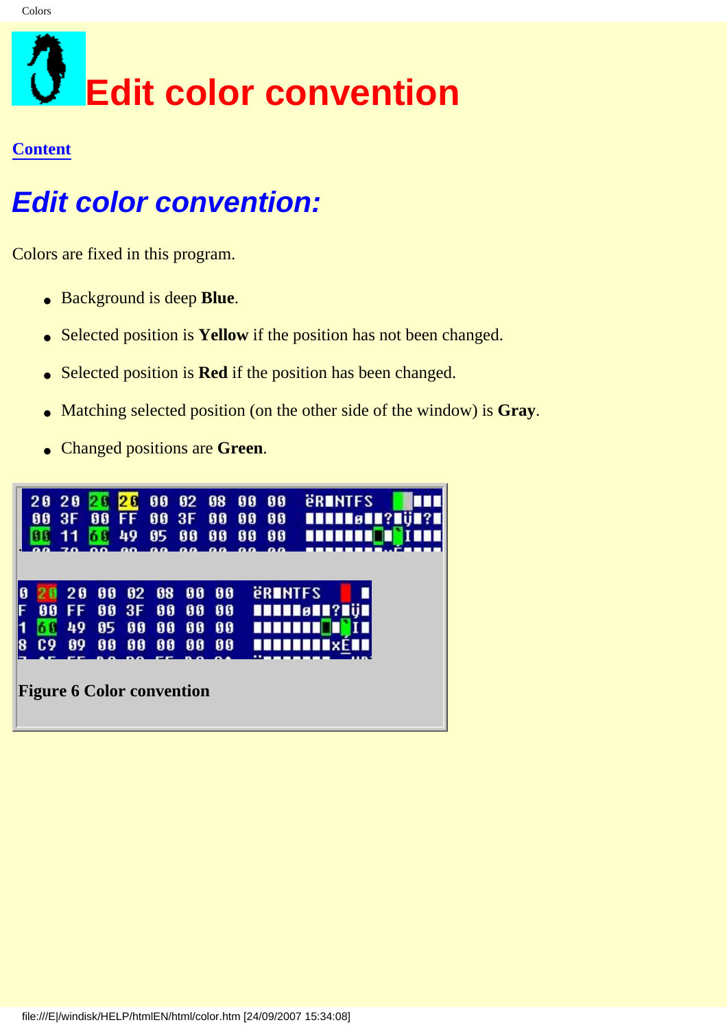# Edit color convention

**Content**

## *Edit color convention:*

Colors are fixed in this program.

- Background is deep **Blue**.
- Selected position is **Yellow** if the position has not been changed.
- Selected position is **Red** if the position has been changed.
- Matching selected position (on the other side of the window) is **Gray**.
- Changed positions are **Green**.

**Figure 6 Color convention**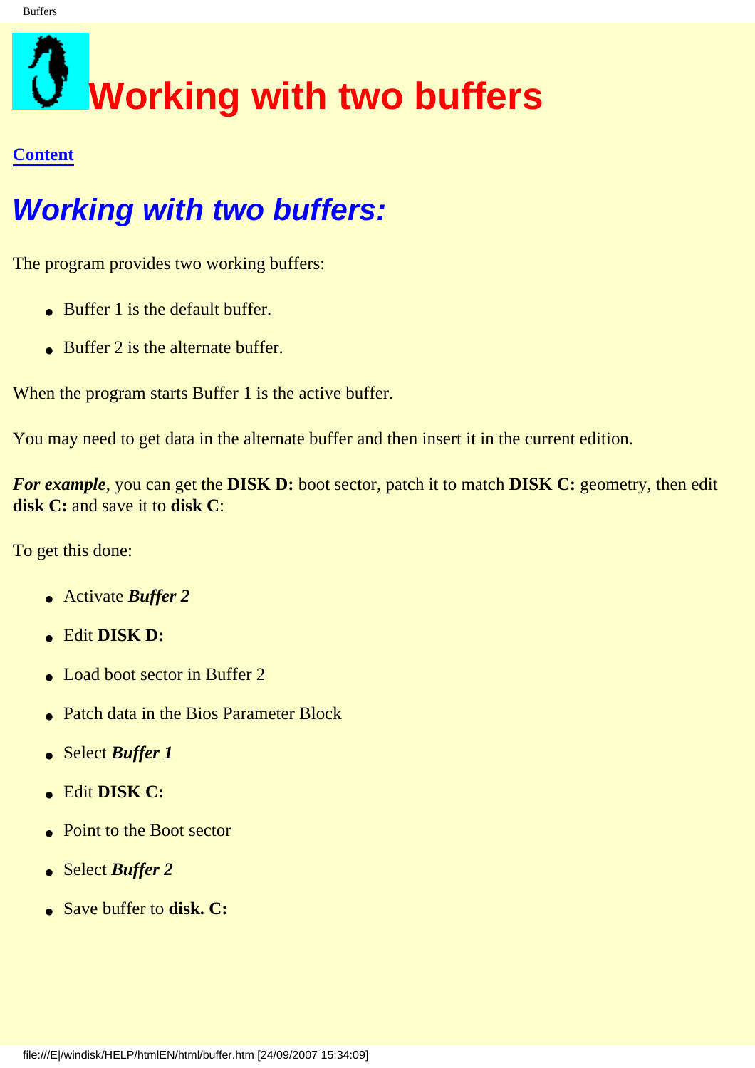# Working with two buffers

**Content**

## *Working with two buffers:*

The program provides two working buffers:

- Buffer 1 is the default buffer.
- Buffer 2 is the alternate buffer.

When the program starts Buffer 1 is the active buffer.

You may need to get data in the alternate buffer and then insert it in the current edition.

***For example***, you can get the **DISK D:** boot sector, patch it to match **DISK C:** geometry, then edit **disk C:** and save it to **disk C**:

To get this done:

- Activate ***Buffer 2***
- Edit **DISK D:**
- Load boot sector in Buffer 2
- Patch data in the Bios Parameter Block
- Select ***Buffer 1***
- Edit **DISK C:**
- Point to the Boot sector
- Select ***Buffer 2***
- Save buffer to **disk. C:**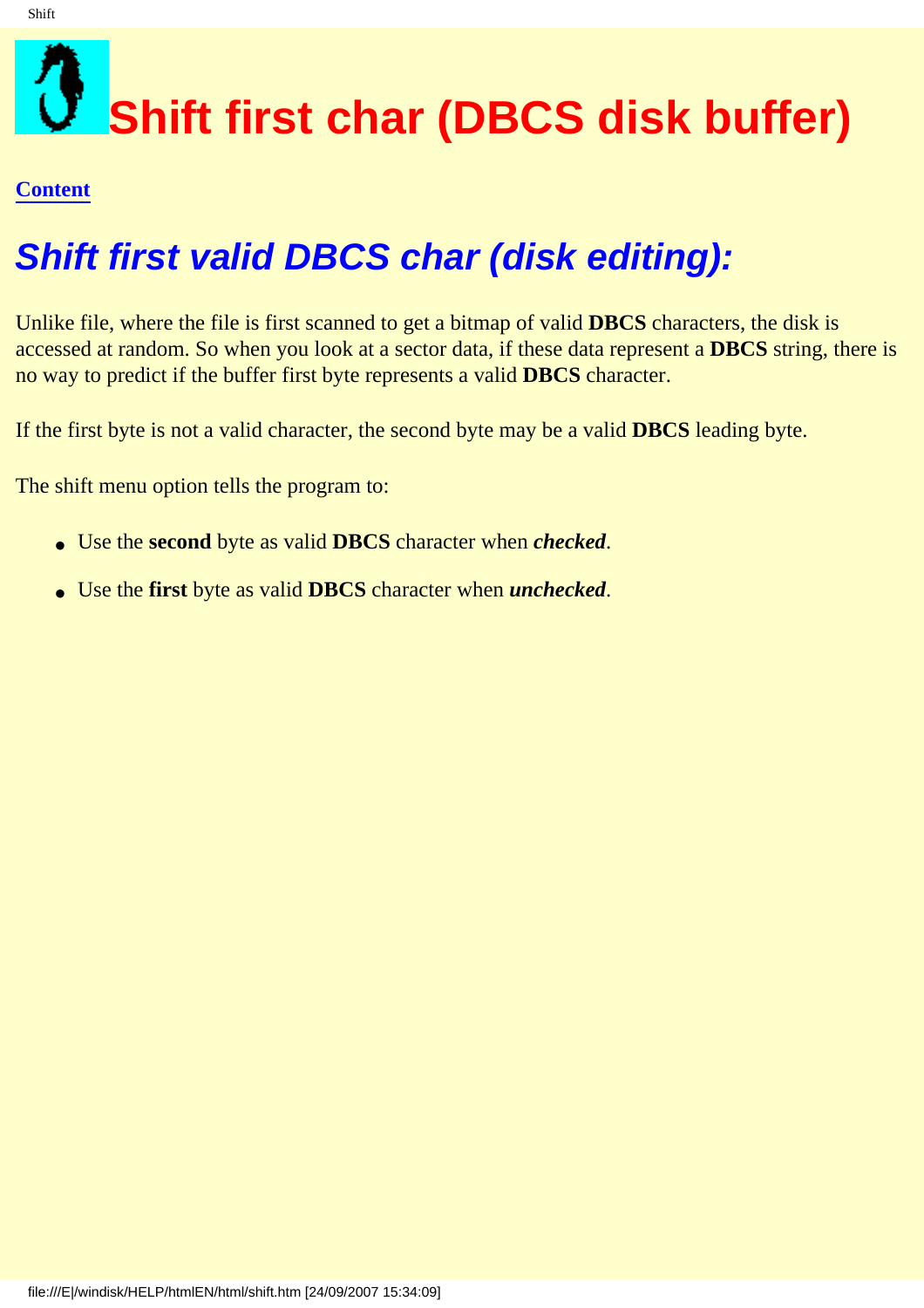# Shift first char (DBCS disk buffer)

**Content**

## *Shift first valid DBCS char (disk editing):*

Unlike file, where the file is first scanned to get a bitmap of valid **DBCS** characters, the disk is accessed at random. So when you look at a sector data, if these data represent a **DBCS** string, there is no way to predict if the buffer first byte represents a valid **DBCS** character.

If the first byte is not a valid character, the second byte may be a valid **DBCS** leading byte.

The shift menu option tells the program to:

- Use the **second** byte as valid **DBCS** character when ***checked***.
- Use the **first** byte as valid **DBCS** character when ***unchecked***.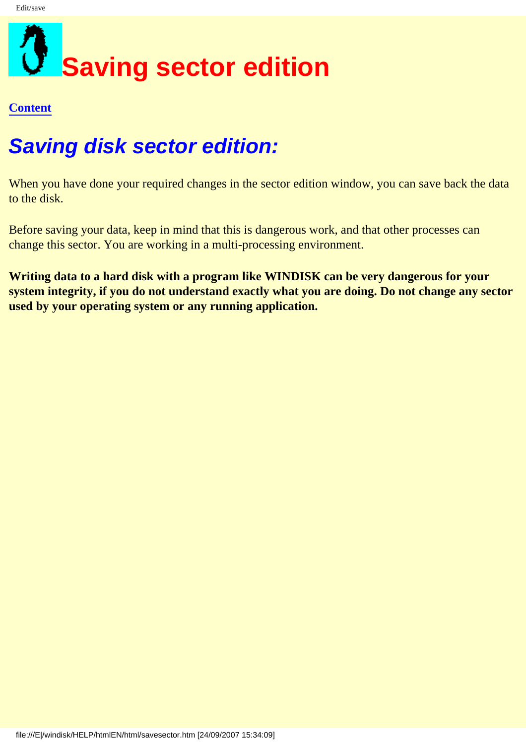# Saving sector edition

**Content**

## *Saving disk sector edition:*

When you have done your required changes in the sector edition window, you can save back the data to the disk.

Before saving your data, keep in mind that this is dangerous work, and that other processes can change this sector. You are working in a multi-processing environment.

**Writing data to a hard disk with a program like WINDISK can be very dangerous for your system integrity, if you do not understand exactly what you are doing. Do not change any sector used by your operating system or any running application.**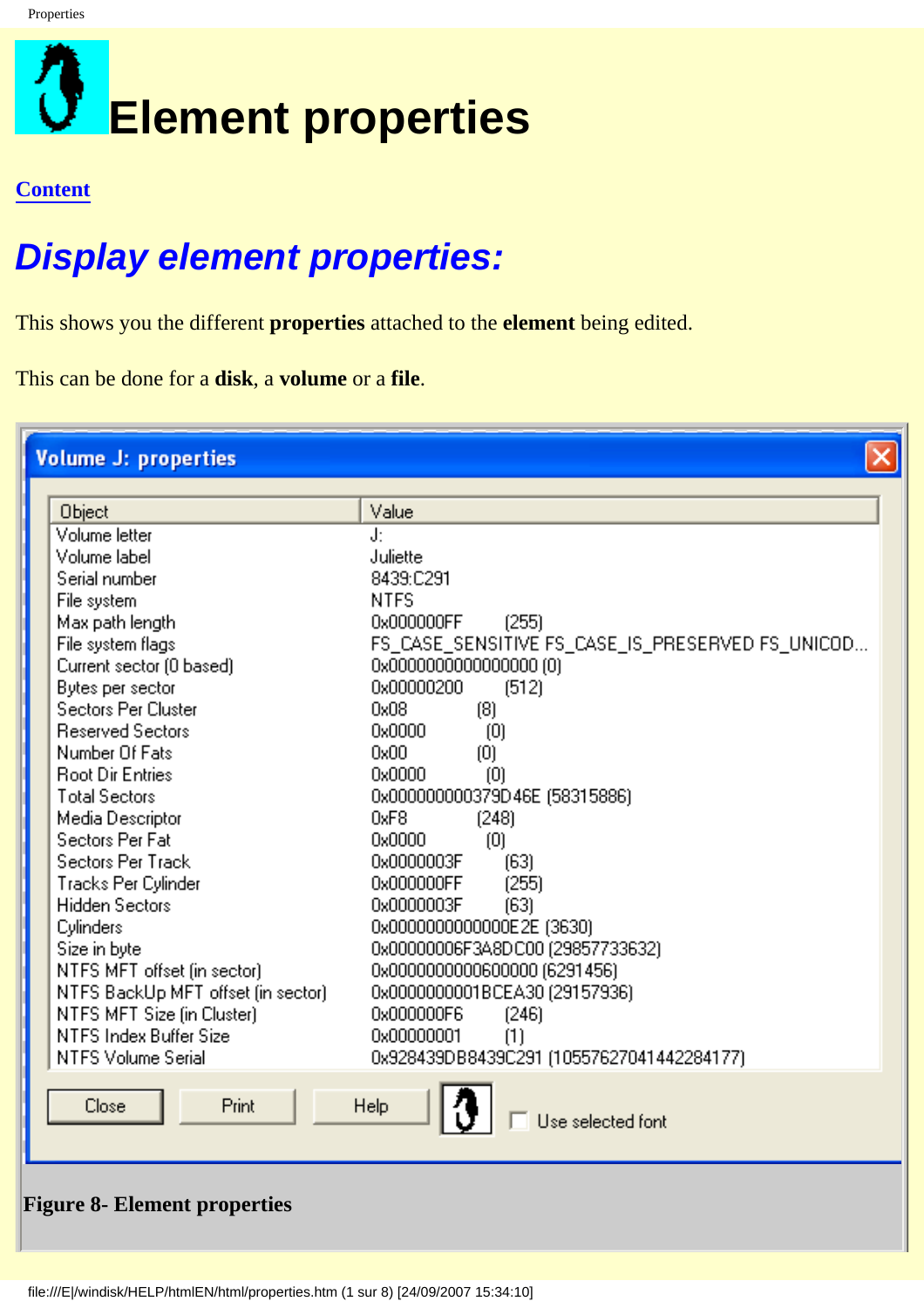# Element properties

**Content**

## *Display element properties:*

This shows you the different **properties** attached to the **element** being edited.

This can be done for a **disk**, a **volume** or a **file**.

**Volume J: properties**

| Object | Value |
|---|---|
| Volume letter | J: |
| Volume label | Juliette |
| Serial number | 8439:C291 |
| File system | NTFS |
| Max path length | 0x000000FF (255) |
| File system flags | FS_CASE_SENSITIVE FS_CASE_IS_PRESERVED FS_UNICOD... |
| Current sector (0 based) | 0x0000000000000000 (0) |
| Bytes per sector | 0x00000200 (512) |
| Sectors Per Cluster | 0x08 (8) |
| Reserved Sectors | 0x0000 (0) |
| Number Of Fats | 0x00 (0) |
| Root Dir Entries | 0x0000 (0) |
| Total Sectors | 0x000000000379D46E (58315886) |
| Media Descriptor | 0xF8 (248) |
| Sectors Per Fat | 0x0000 (0) |
| Sectors Per Track | 0x0000003F (63) |
| Tracks Per Cylinder | 0x000000FF (255) |
| Hidden Sectors | 0x0000003F (63) |
| Cylinders | 0x0000000000000E2E (3630) |
| Size in byte | 0x00000006F3A8DC00 (29857733632) |
| NTFS MFT offset (in sector) | 0x0000000000600000 (6291456) |
| NTFS BackUp MFT offset (in sector) | 0x0000000001BCEA30 (29157936) |
| NTFS MFT Size (in Cluster) | 0x000000F6 (246) |
| NTFS Index Buffer Size | 0x00000001 (1) |
| NTFS Volume Serial | 0x928439DB8439C291 (10557627041442284177) |

Close | Print | Help | Use selected font

**Figure 8- Element properties**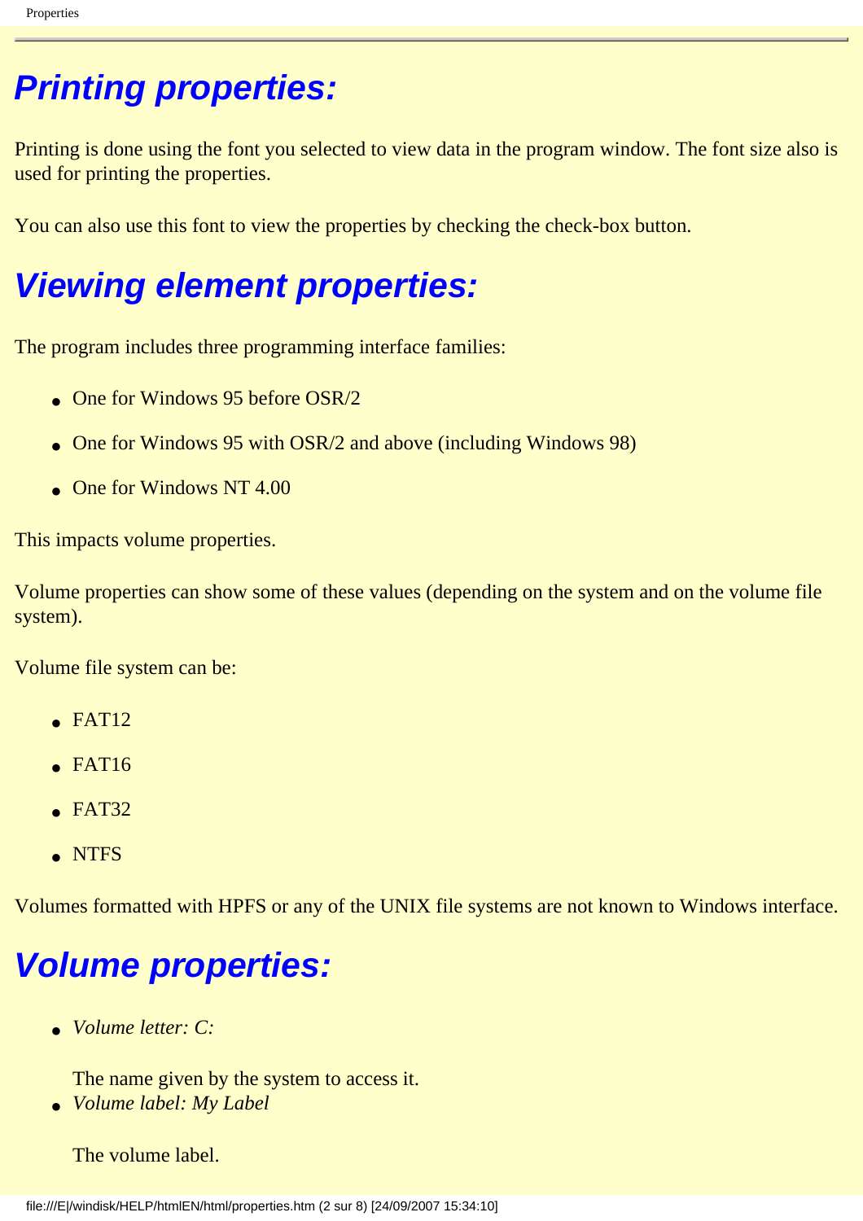# Printing properties:

Printing is done using the font you selected to view data in the program window. The font size also is used for printing the properties.

You can also use this font to view the properties by checking the check-box button.

# Viewing element properties:

The program includes three programming interface families:

- One for Windows 95 before OSR/2
- One for Windows 95 with OSR/2 and above (including Windows 98)
- One for Windows NT 4.00

This impacts volume properties.

Volume properties can show some of these values (depending on the system and on the volume file system).

Volume file system can be:

- FAT12
- FAT16
- FAT32
- NTFS

Volumes formatted with HPFS or any of the UNIX file systems are not known to Windows interface.

# Volume properties:

- *Volume letter: C:*

  The name given by the system to access it.
- *Volume label: My Label*

  The volume label.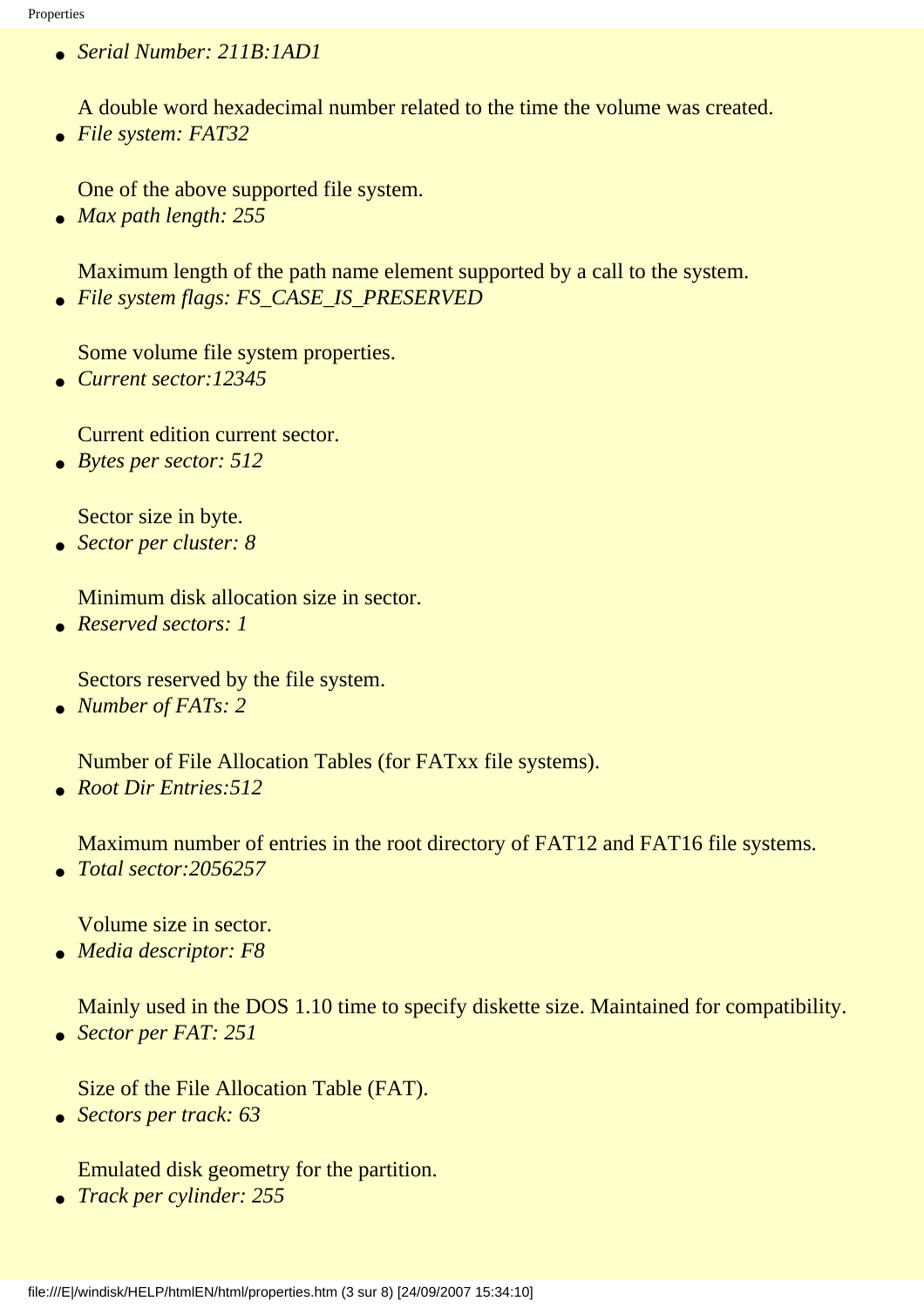- *Serial Number: 211B:1AD1*

  A double word hexadecimal number related to the time the volume was created.
- *File system: FAT32*

  One of the above supported file system.
- *Max path length: 255*

  Maximum length of the path name element supported by a call to the system.
- *File system flags: FS_CASE_IS_PRESERVED*

  Some volume file system properties.
- *Current sector:12345*

  Current edition current sector.
- *Bytes per sector: 512*

  Sector size in byte.
- *Sector per cluster: 8*

  Minimum disk allocation size in sector.
- *Reserved sectors: 1*

  Sectors reserved by the file system.
- *Number of FATs: 2*

  Number of File Allocation Tables (for FATxx file systems).
- *Root Dir Entries:512*

  Maximum number of entries in the root directory of FAT12 and FAT16 file systems.
- *Total sector:2056257*

  Volume size in sector.
- *Media descriptor: F8*

  Mainly used in the DOS 1.10 time to specify diskette size. Maintained for compatibility.
- *Sector per FAT: 251*

  Size of the File Allocation Table (FAT).
- *Sectors per track: 63*

  Emulated disk geometry for the partition.
- *Track per cylinder: 255*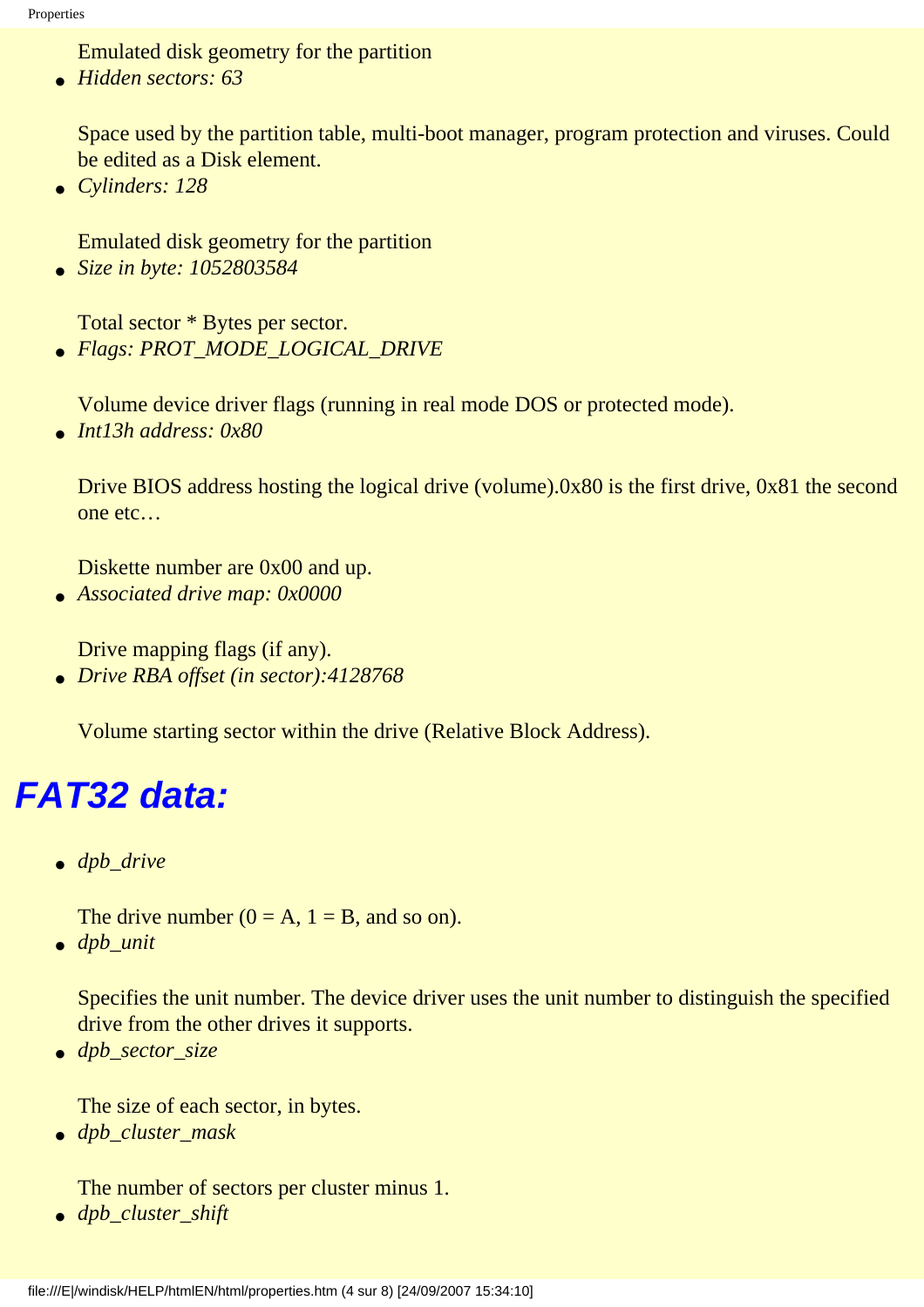Emulated disk geometry for the partition

- *Hidden sectors: 63*

  Space used by the partition table, multi-boot manager, program protection and viruses. Could be edited as a Disk element.

- *Cylinders: 128*

  Emulated disk geometry for the partition

- *Size in byte: 1052803584*

  Total sector * Bytes per sector.

- *Flags: PROT_MODE_LOGICAL_DRIVE*

  Volume device driver flags (running in real mode DOS or protected mode).

- *Int13h address: 0x80*

  Drive BIOS address hosting the logical drive (volume).0x80 is the first drive, 0x81 the second one etc…

  Diskette number are 0x00 and up.

- *Associated drive map: 0x0000*

  Drive mapping flags (if any).

- *Drive RBA offset (in sector):4128768*

  Volume starting sector within the drive (Relative Block Address).

## FAT32 data:

- *dpb_drive*

  The drive number (0 = A, 1 = B, and so on).

- *dpb_unit*

  Specifies the unit number. The device driver uses the unit number to distinguish the specified drive from the other drives it supports.

- *dpb_sector_size*

  The size of each sector, in bytes.

- *dpb_cluster_mask*

  The number of sectors per cluster minus 1.

- *dpb_cluster_shift*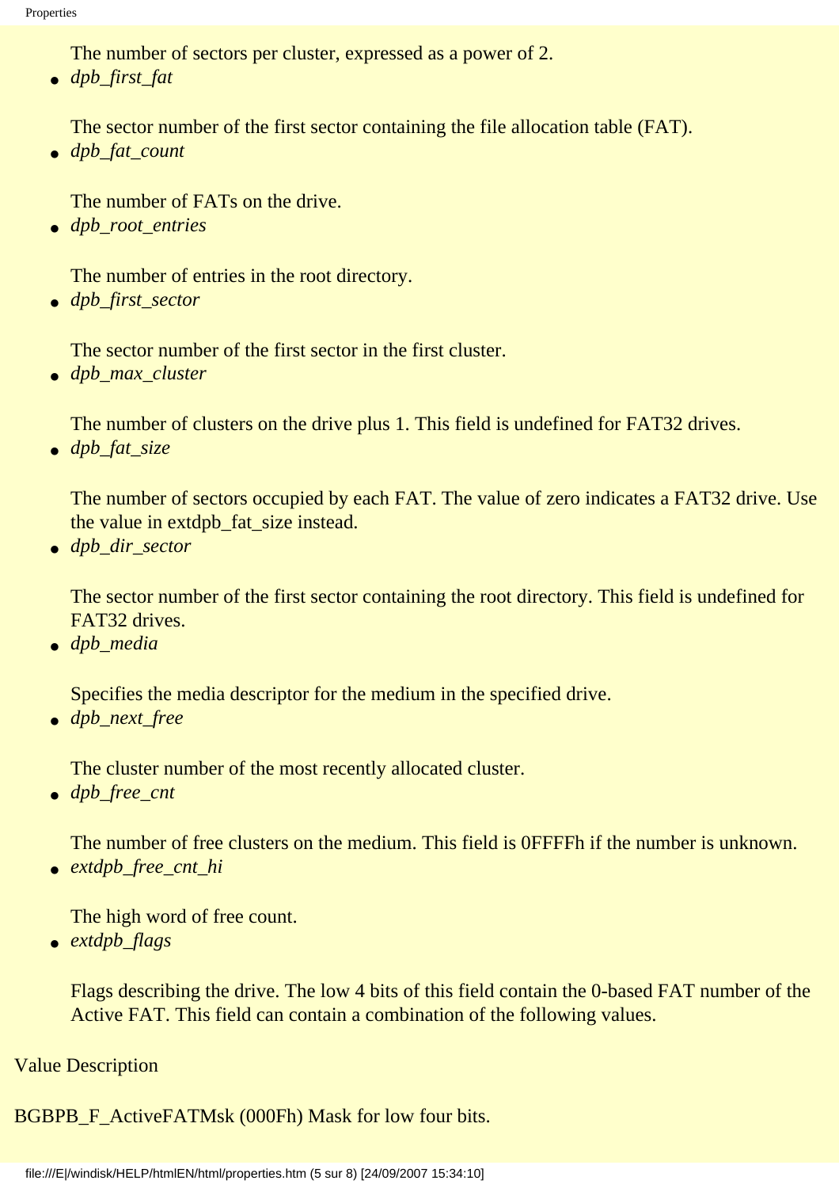The number of sectors per cluster, expressed as a power of 2.

- *dpb_first_fat*

  The sector number of the first sector containing the file allocation table (FAT).
- *dpb_fat_count*

  The number of FATs on the drive.
- *dpb_root_entries*

  The number of entries in the root directory.
- *dpb_first_sector*

  The sector number of the first sector in the first cluster.
- *dpb_max_cluster*

  The number of clusters on the drive plus 1. This field is undefined for FAT32 drives.
- *dpb_fat_size*

  The number of sectors occupied by each FAT. The value of zero indicates a FAT32 drive. Use the value in extdpb_fat_size instead.
- *dpb_dir_sector*

  The sector number of the first sector containing the root directory. This field is undefined for FAT32 drives.
- *dpb_media*

  Specifies the media descriptor for the medium in the specified drive.
- *dpb_next_free*

  The cluster number of the most recently allocated cluster.
- *dpb_free_cnt*

  The number of free clusters on the medium. This field is 0FFFFh if the number is unknown.
- *extdpb_free_cnt_hi*

  The high word of free count.
- *extdpb_flags*

  Flags describing the drive. The low 4 bits of this field contain the 0-based FAT number of the Active FAT. This field can contain a combination of the following values.

Value Description

BGBPB_F_ActiveFATMsk (000Fh) Mask for low four bits.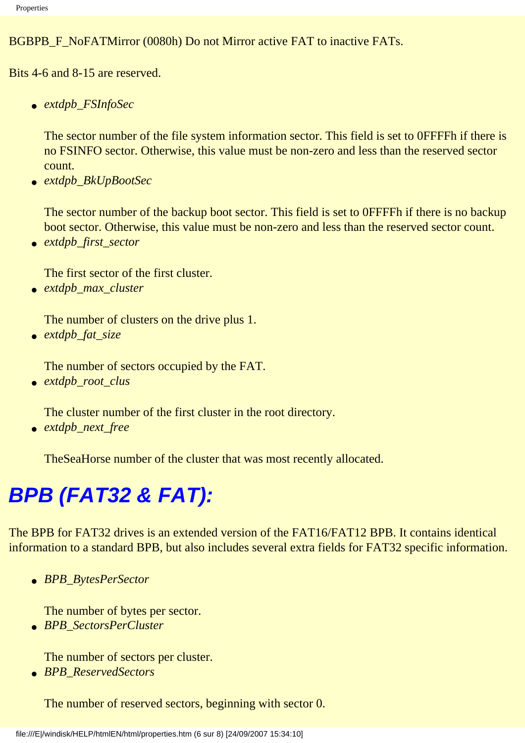BGBPB_F_NoFATMirror (0080h) Do not Mirror active FAT to inactive FATs.

Bits 4-6 and 8-15 are reserved.

- *extdpb_FSInfoSec*

  The sector number of the file system information sector. This field is set to 0FFFFh if there is no FSINFO sector. Otherwise, this value must be non-zero and less than the reserved sector count.
- *extdpb_BkUpBootSec*

  The sector number of the backup boot sector. This field is set to 0FFFFh if there is no backup boot sector. Otherwise, this value must be non-zero and less than the reserved sector count.
- *extdpb_first_sector*

  The first sector of the first cluster.
- *extdpb_max_cluster*

  The number of clusters on the drive plus 1.
- *extdpb_fat_size*

  The number of sectors occupied by the FAT.
- *extdpb_root_clus*

  The cluster number of the first cluster in the root directory.
- *extdpb_next_free*

  TheSeaHorse number of the cluster that was most recently allocated.

## BPB (FAT32 & FAT):

The BPB for FAT32 drives is an extended version of the FAT16/FAT12 BPB. It contains identical information to a standard BPB, but also includes several extra fields for FAT32 specific information.

- *BPB_BytesPerSector*

  The number of bytes per sector.
- *BPB_SectorsPerCluster*

  The number of sectors per cluster.
- *BPB_ReservedSectors*

  The number of reserved sectors, beginning with sector 0.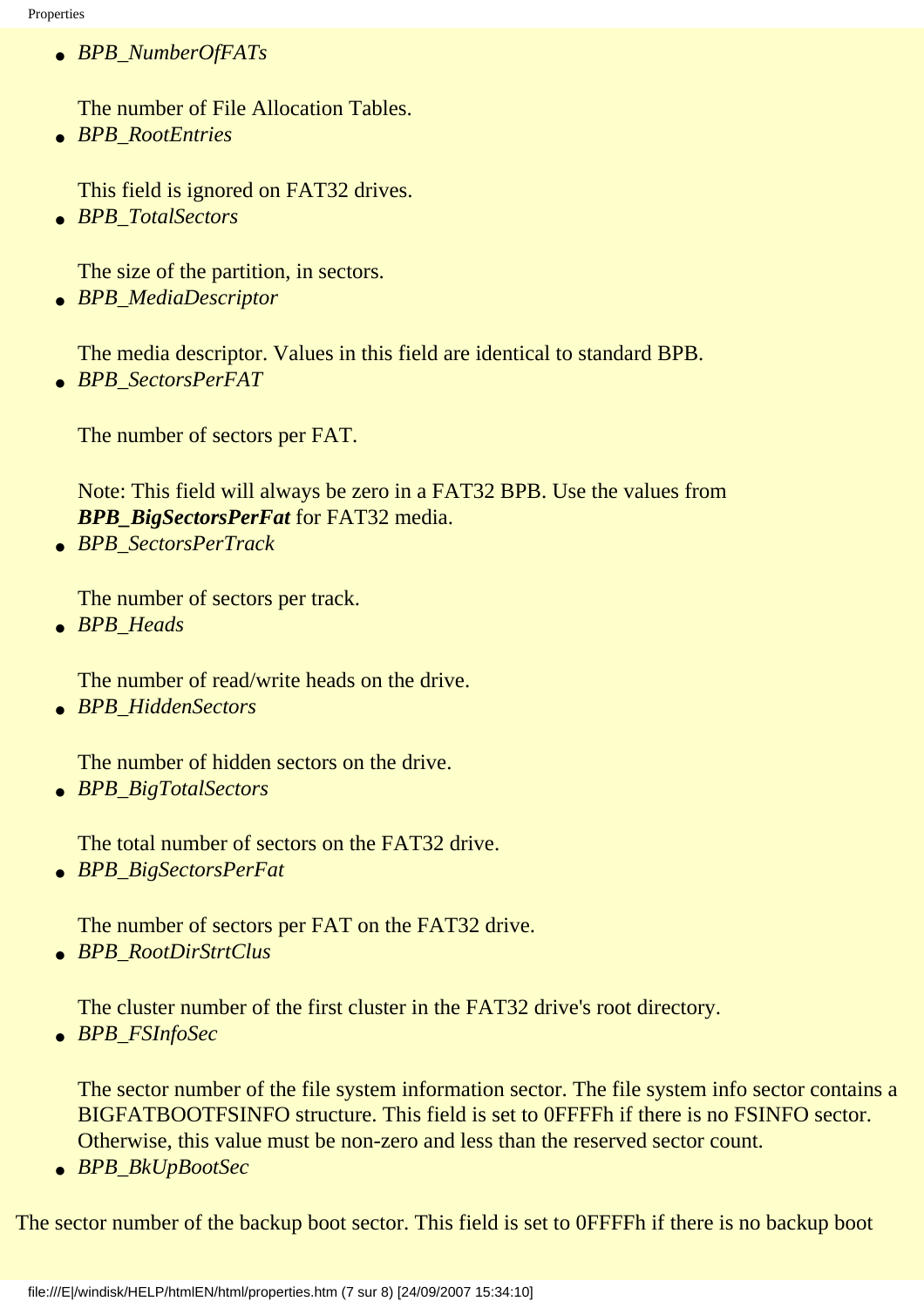- *BPB_NumberOfFATs*

  The number of File Allocation Tables.
- *BPB_RootEntries*

  This field is ignored on FAT32 drives.
- *BPB_TotalSectors*

  The size of the partition, in sectors.
- *BPB_MediaDescriptor*

  The media descriptor. Values in this field are identical to standard BPB.
- *BPB_SectorsPerFAT*

  The number of sectors per FAT.

  Note: This field will always be zero in a FAT32 BPB. Use the values from ***BPB_BigSectorsPerFat*** for FAT32 media.
- *BPB_SectorsPerTrack*

  The number of sectors per track.
- *BPB_Heads*

  The number of read/write heads on the drive.
- *BPB_HiddenSectors*

  The number of hidden sectors on the drive.
- *BPB_BigTotalSectors*

  The total number of sectors on the FAT32 drive.
- *BPB_BigSectorsPerFat*

  The number of sectors per FAT on the FAT32 drive.
- *BPB_RootDirStrtClus*

  The cluster number of the first cluster in the FAT32 drive's root directory.
- *BPB_FSInfoSec*

  The sector number of the file system information sector. The file system info sector contains a BIGFATBOOTFSINFO structure. This field is set to 0FFFFh if there is no FSINFO sector. Otherwise, this value must be non-zero and less than the reserved sector count.
- *BPB_BkUpBootSec*

The sector number of the backup boot sector. This field is set to 0FFFFh if there is no backup boot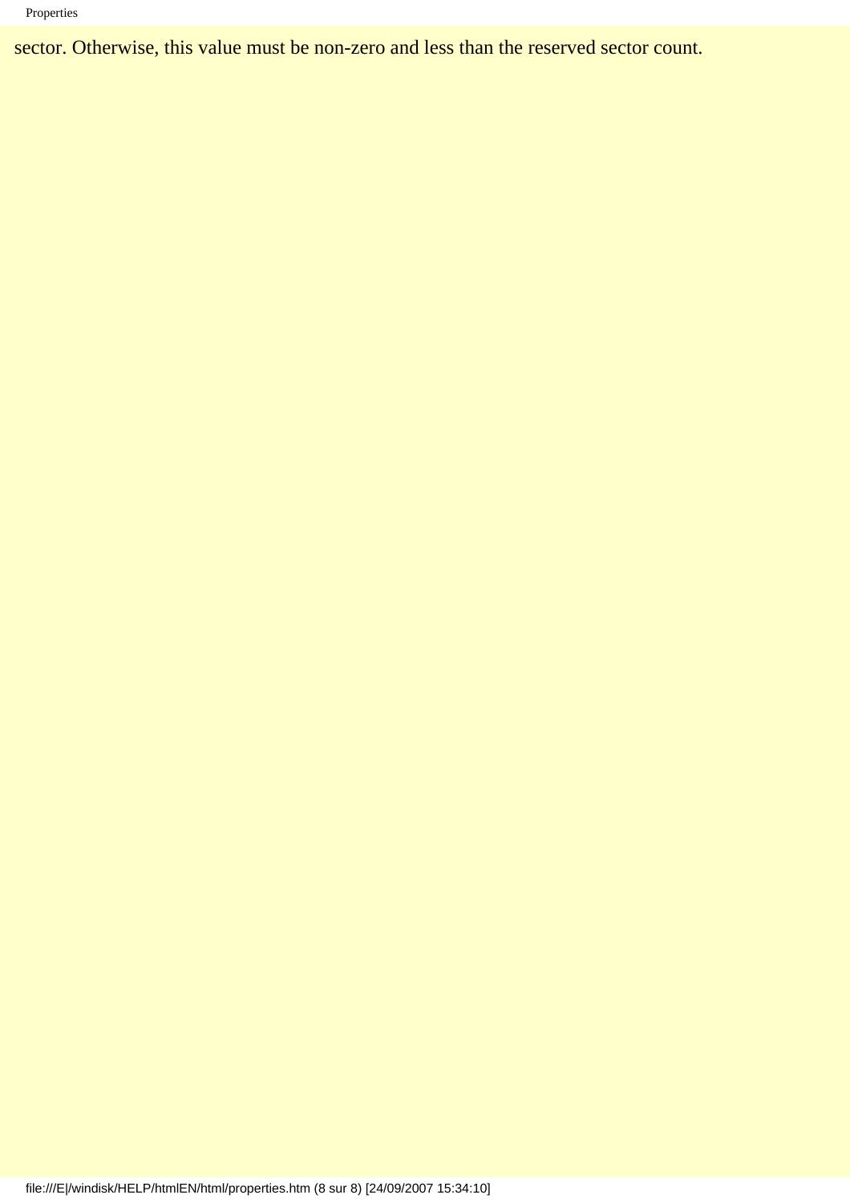sector. Otherwise, this value must be non-zero and less than the reserved sector count.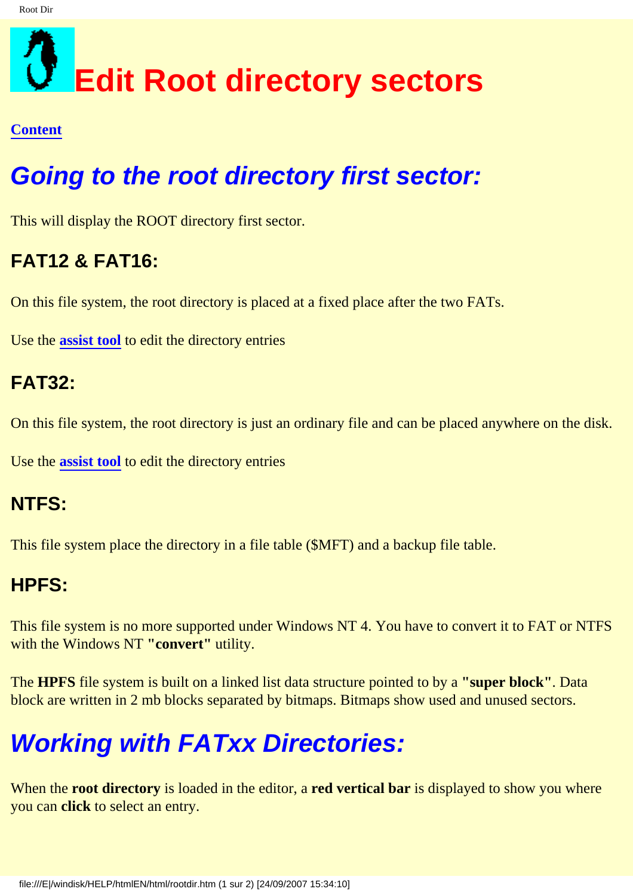# Edit Root directory sectors

**Content**

## *Going to the root directory first sector:*

This will display the ROOT directory first sector.

### FAT12 & FAT16:

On this file system, the root directory is placed at a fixed place after the two FATs.

Use the **assist tool** to edit the directory entries

### FAT32:

On this file system, the root directory is just an ordinary file and can be placed anywhere on the disk.

Use the **assist tool** to edit the directory entries

### NTFS:

This file system place the directory in a file table ($MFT) and a backup file table.

### HPFS:

This file system is no more supported under Windows NT 4. You have to convert it to FAT or NTFS with the Windows NT **"convert"** utility.

The **HPFS** file system is built on a linked list data structure pointed to by a **"super block"**. Data block are written in 2 mb blocks separated by bitmaps. Bitmaps show used and unused sectors.

## *Working with FATxx Directories:*

When the **root directory** is loaded in the editor, a **red vertical bar** is displayed to show you where you can **click** to select an entry.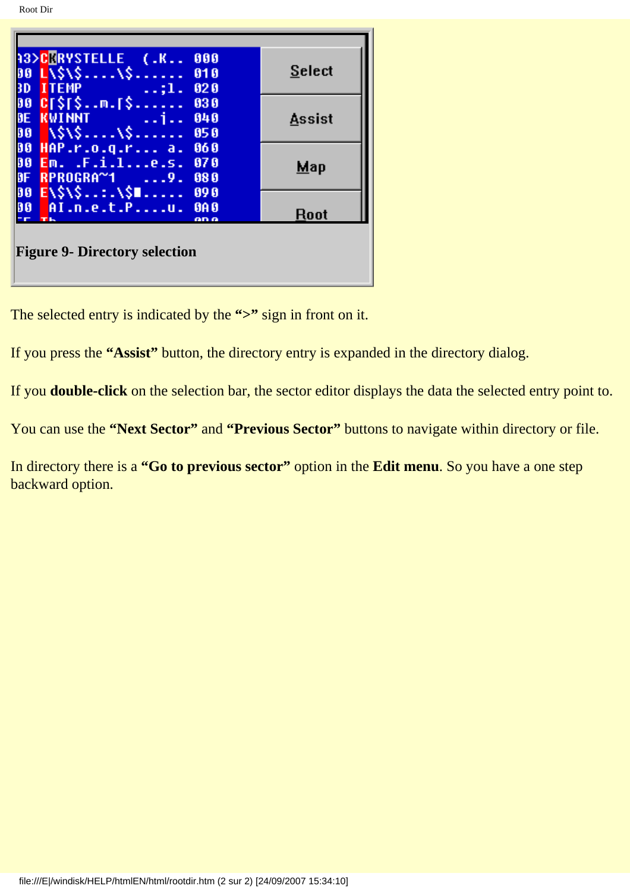**Figure 9- Directory selection**

The selected entry is indicated by the **“>”** sign in front on it.

If you press the **“Assist”** button, the directory entry is expanded in the directory dialog.

If you **double-click** on the selection bar, the sector editor displays the data the selected entry point to.

You can use the **“Next Sector”** and **“Previous Sector”** buttons to navigate within directory or file.

In directory there is a **“Go to previous sector”** option in the **Edit menu**. So you have a one step backward option.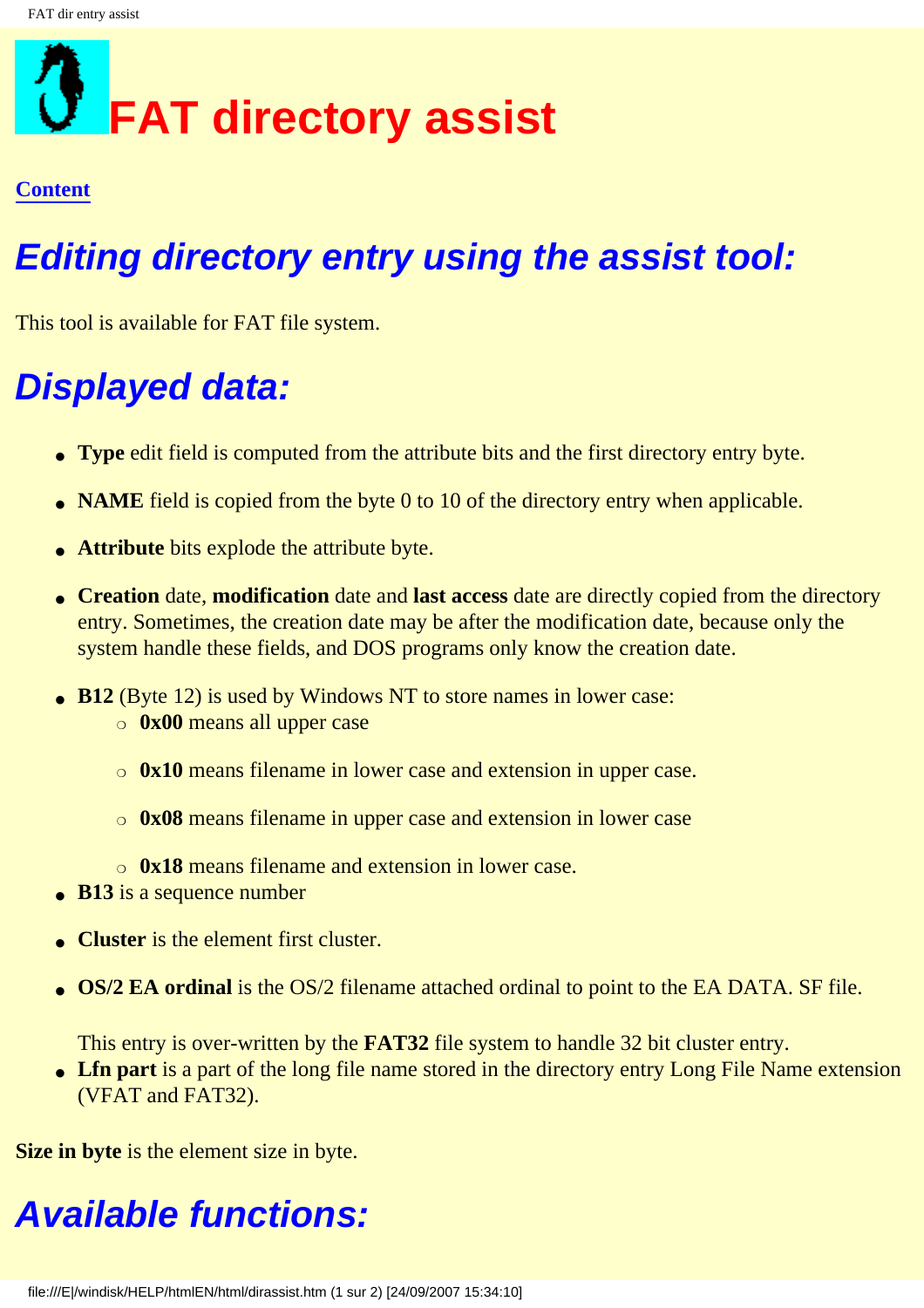# FAT directory assist

Content

## Editing directory entry using the assist tool:

This tool is available for FAT file system.

## Displayed data:

- **Type** edit field is computed from the attribute bits and the first directory entry byte.
- **NAME** field is copied from the byte 0 to 10 of the directory entry when applicable.
- **Attribute** bits explode the attribute byte.
- **Creation** date, **modification** date and **last access** date are directly copied from the directory entry. Sometimes, the creation date may be after the modification date, because only the system handle these fields, and DOS programs only know the creation date.
- **B12** (Byte 12) is used by Windows NT to store names in lower case:
  - **0x00** means all upper case
  - **0x10** means filename in lower case and extension in upper case.
  - **0x08** means filename in upper case and extension in lower case
  - **0x18** means filename and extension in lower case.
- **B13** is a sequence number
- **Cluster** is the element first cluster.
- **OS/2 EA ordinal** is the OS/2 filename attached ordinal to point to the EA DATA. SF file.

  This entry is over-written by the **FAT32** file system to handle 32 bit cluster entry.
- **Lfn part** is a part of the long file name stored in the directory entry Long File Name extension (VFAT and FAT32).

**Size in byte** is the element size in byte.

## Available functions: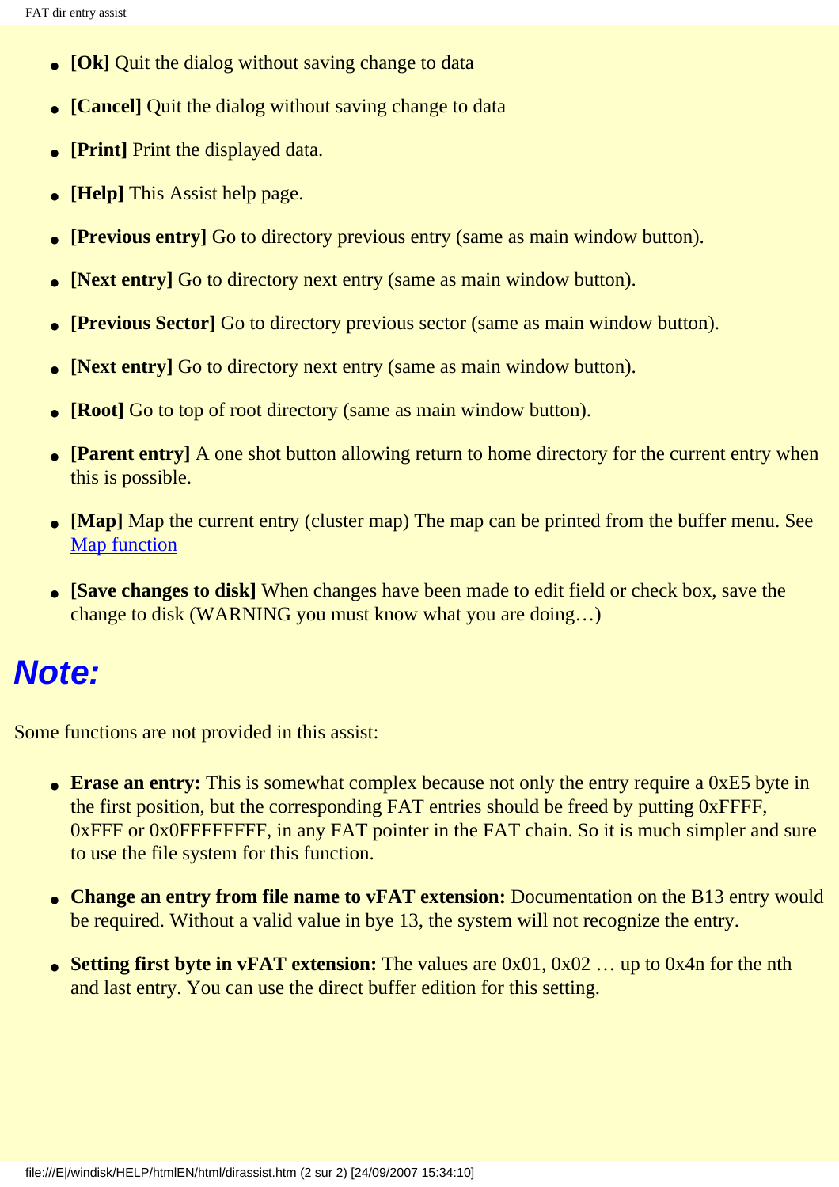- **[Ok]** Quit the dialog without saving change to data
- **[Cancel]** Quit the dialog without saving change to data
- **[Print]** Print the displayed data.
- **[Help]** This Assist help page.
- **[Previous entry]** Go to directory previous entry (same as main window button).
- **[Next entry]** Go to directory next entry (same as main window button).
- **[Previous Sector]** Go to directory previous sector (same as main window button).
- **[Next entry]** Go to directory next entry (same as main window button).
- **[Root]** Go to top of root directory (same as main window button).
- **[Parent entry]** A one shot button allowing return to home directory for the current entry when this is possible.
- **[Map]** Map the current entry (cluster map) The map can be printed from the buffer menu. See Map function
- **[Save changes to disk]** When changes have been made to edit field or check box, save the change to disk (WARNING you must know what you are doing…)

# Note:

Some functions are not provided in this assist:

- **Erase an entry:** This is somewhat complex because not only the entry require a 0xE5 byte in the first position, but the corresponding FAT entries should be freed by putting 0xFFFF, 0xFFF or 0x0FFFFFFFF, in any FAT pointer in the FAT chain. So it is much simpler and sure to use the file system for this function.
- **Change an entry from file name to vFAT extension:** Documentation on the B13 entry would be required. Without a valid value in bye 13, the system will not recognize the entry.
- **Setting first byte in vFAT extension:** The values are 0x01, 0x02 … up to 0x4n for the nth and last entry. You can use the direct buffer edition for this setting.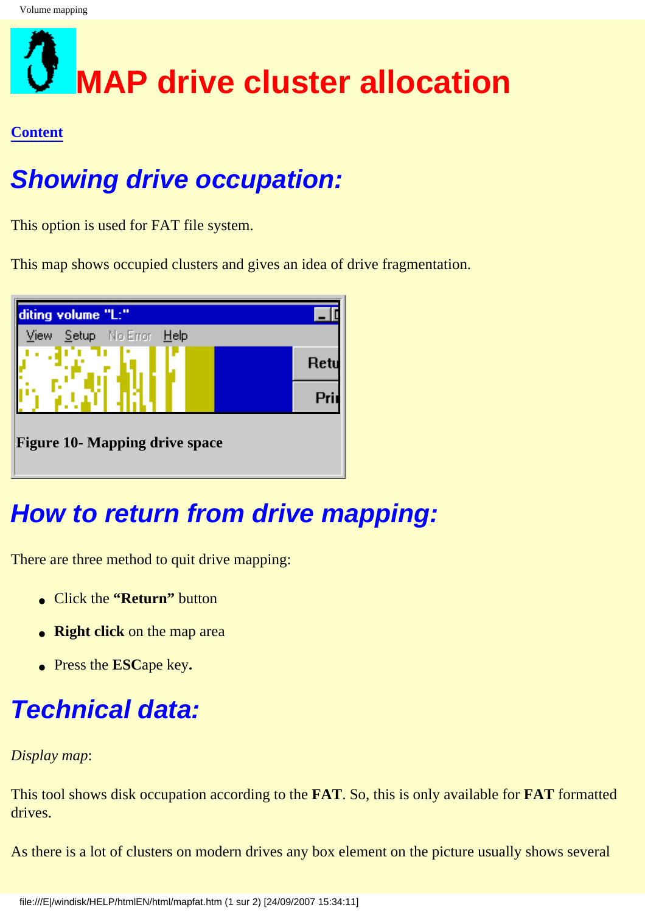# MAP drive cluster allocation

**Content**

## Showing drive occupation:

This option is used for FAT file system.

This map shows occupied clusters and gives an idea of drive fragmentation.

**Figure 10- Mapping drive space**

## How to return from drive mapping:

There are three method to quit drive mapping:

- Click the **"Return"** button
- **Right click** on the map area
- Press the **ESC**ape key**.**

## Technical data:

*Display map*:

This tool shows disk occupation according to the **FAT**. So, this is only available for **FAT** formatted drives.

As there is a lot of clusters on modern drives any box element on the picture usually shows several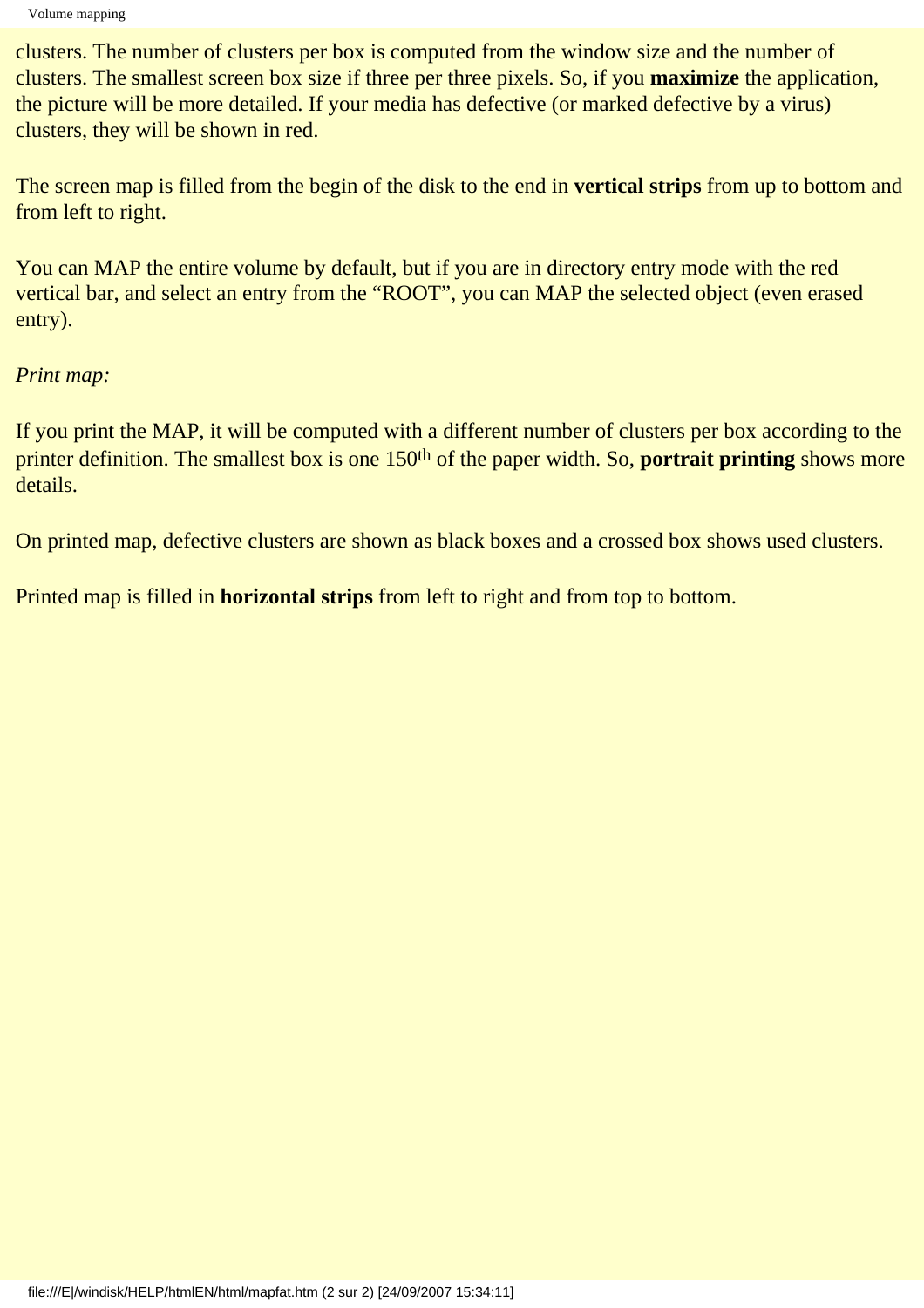clusters. The number of clusters per box is computed from the window size and the number of clusters. The smallest screen box size if three per three pixels. So, if you **maximize** the application, the picture will be more detailed. If your media has defective (or marked defective by a virus) clusters, they will be shown in red.

The screen map is filled from the begin of the disk to the end in **vertical strips** from up to bottom and from left to right.

You can MAP the entire volume by default, but if you are in directory entry mode with the red vertical bar, and select an entry from the "ROOT", you can MAP the selected object (even erased entry).

*Print map:*

If you print the MAP, it will be computed with a different number of clusters per box according to the printer definition. The smallest box is one 150th of the paper width. So, **portrait printing** shows more details.

On printed map, defective clusters are shown as black boxes and a crossed box shows used clusters.

Printed map is filled in **horizontal strips** from left to right and from top to bottom.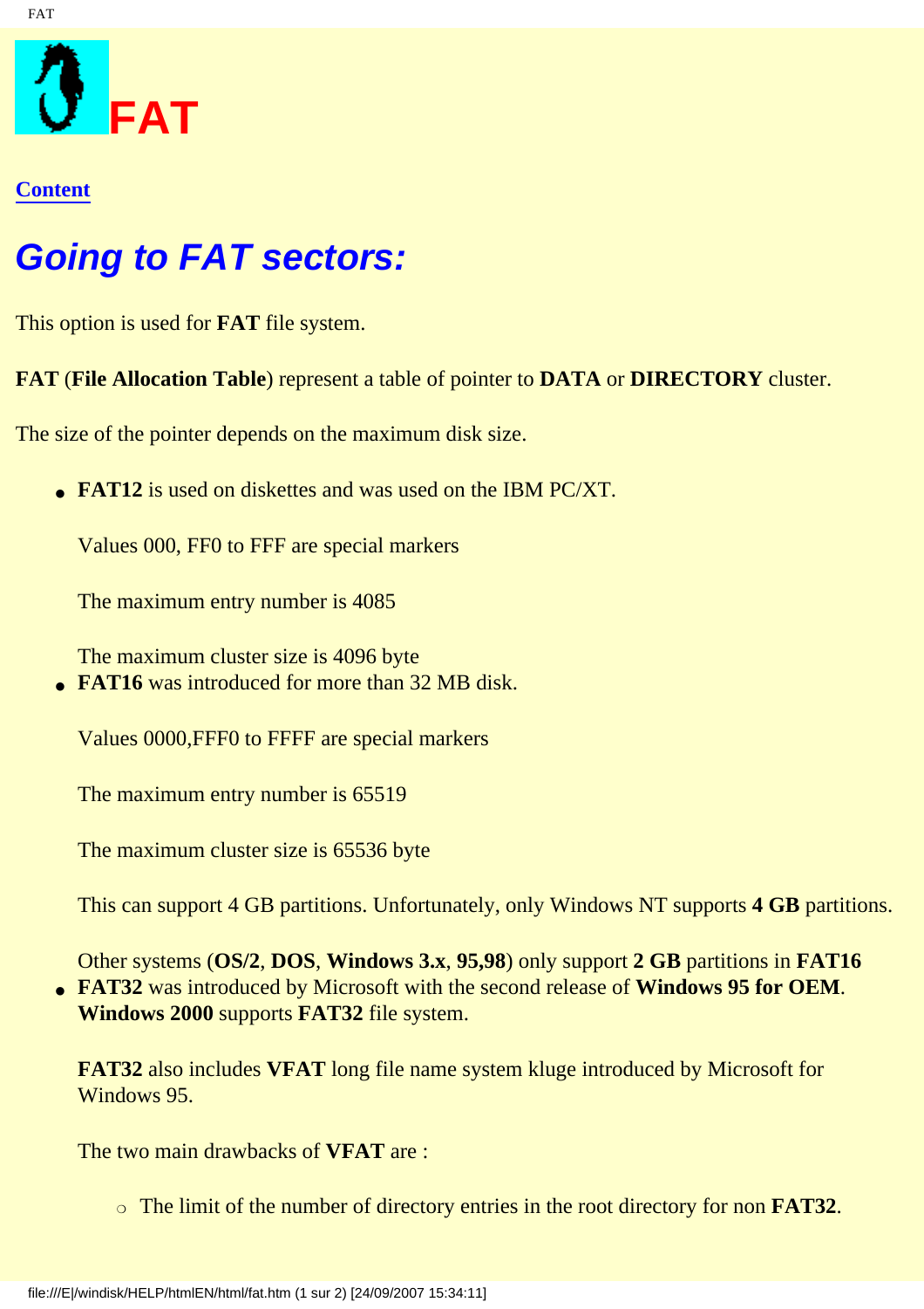# FAT

Content

## *Going to FAT sectors:*

This option is used for **FAT** file system.

**FAT** (**File Allocation Table**) represent a table of pointer to **DATA** or **DIRECTORY** cluster.

The size of the pointer depends on the maximum disk size.

- **FAT12** is used on diskettes and was used on the IBM PC/XT.

  Values 000, FF0 to FFF are special markers

  The maximum entry number is 4085

  The maximum cluster size is 4096 byte
- **FAT16** was introduced for more than 32 MB disk.

  Values 0000,FFF0 to FFFF are special markers

  The maximum entry number is 65519

  The maximum cluster size is 65536 byte

  This can support 4 GB partitions. Unfortunately, only Windows NT supports **4 GB** partitions.

  Other systems (**OS/2**, **DOS**, **Windows 3.x**, **95,98**) only support **2 GB** partitions in **FAT16**
- **FAT32** was introduced by Microsoft with the second release of **Windows 95 for OEM**. **Windows 2000** supports **FAT32** file system.

  **FAT32** also includes **VFAT** long file name system kluge introduced by Microsoft for Windows 95.

  The two main drawbacks of **VFAT** are :

  - The limit of the number of directory entries in the root directory for non **FAT32**.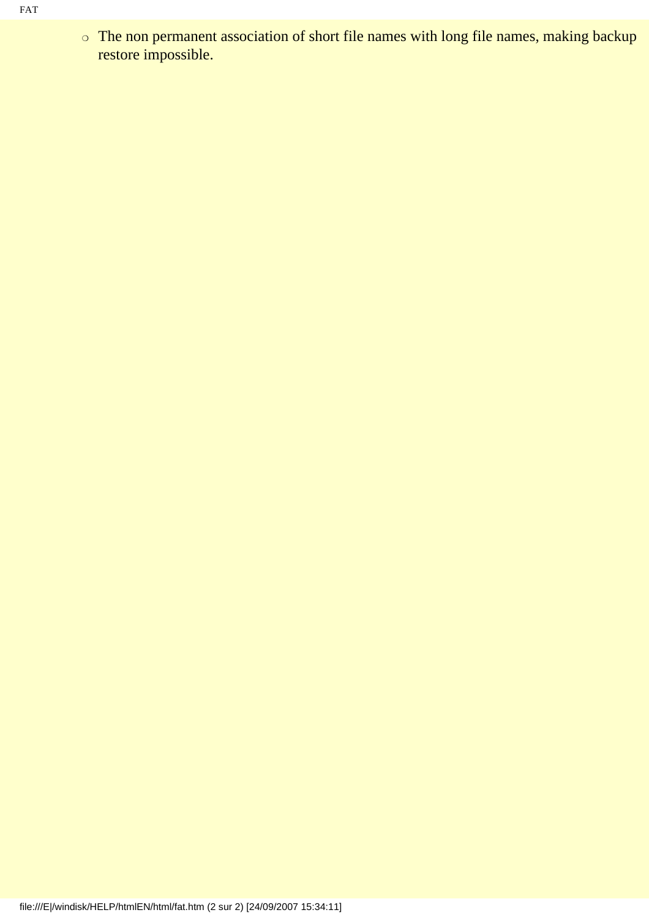- The non permanent association of short file names with long file names, making backup restore impossible.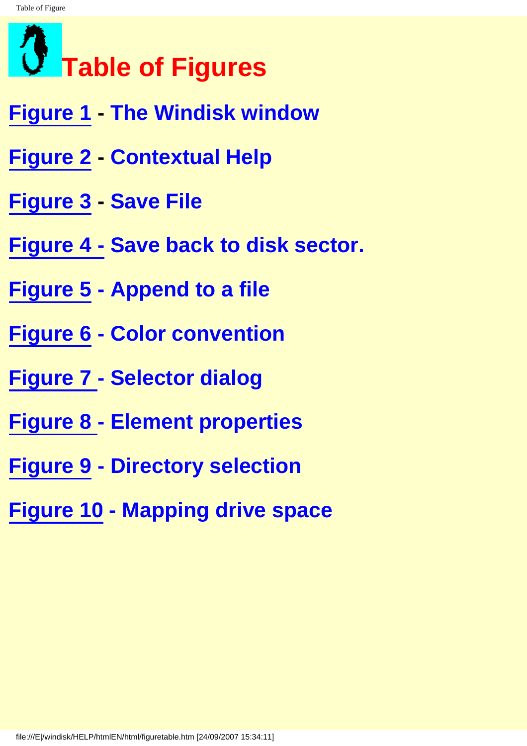# Table of Figures

**Figure 1 - The Windisk window**

**Figure 2 - Contextual Help**

**Figure 3 - Save File**

**Figure 4 - Save back to disk sector.**

**Figure 5 - Append to a file**

**Figure 6 - Color convention**

**Figure 7 - Selector dialog**

**Figure 8 - Element properties**

**Figure 9 - Directory selection**

**Figure 10 - Mapping drive space**